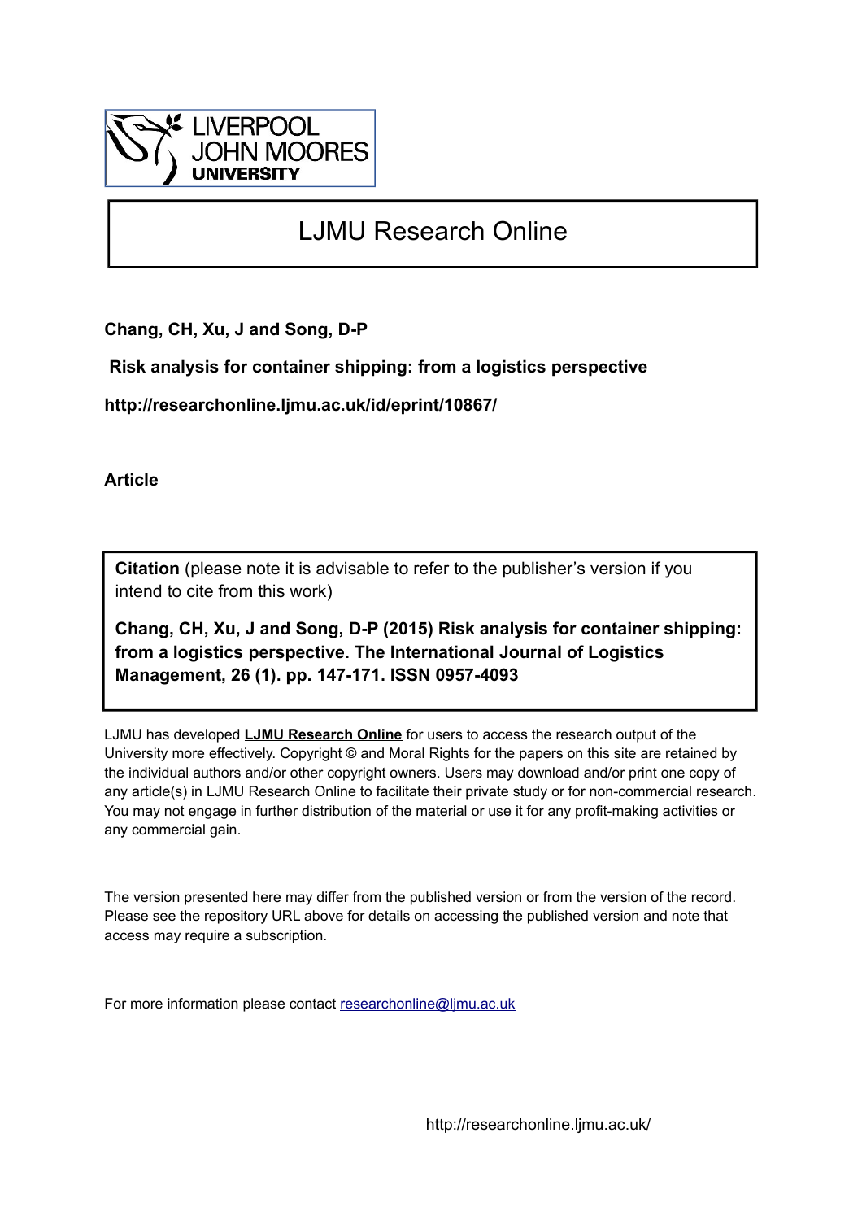# LJMU Research Online

**Chang, CH, Xu, J and Song, D-P**

**Risk analysis for container shipping: from a logistics perspective**

**http://researchonline.ljmu.ac.uk/id/eprint/10867/**

**Article**

**Citation** (please note it is advisable to refer to the publisher's version if you intend to cite from this work)

**Chang, CH, Xu, J and Song, D-P (2015) Risk analysis for container shipping: from a logistics perspective. The International Journal of Logistics Management, 26 (1). pp. 147-171. ISSN 0957-4093**

LJMU has developed **LJMU Research Online** for users to access the research output of the University more effectively. Copyright © and Moral Rights for the papers on this site are retained by the individual authors and/or other copyright owners. Users may download and/or print one copy of any article(s) in LJMU Research Online to facilitate their private study or for non-commercial research. You may not engage in further distribution of the material or use it for any profit-making activities or any commercial gain.

The version presented here may differ from the published version or from the version of the record. Please see the repository URL above for details on accessing the published version and note that access may require a subscription.

For more information please contact researchonline@ljmu.ac.uk

http://researchonline.ljmu.ac.uk/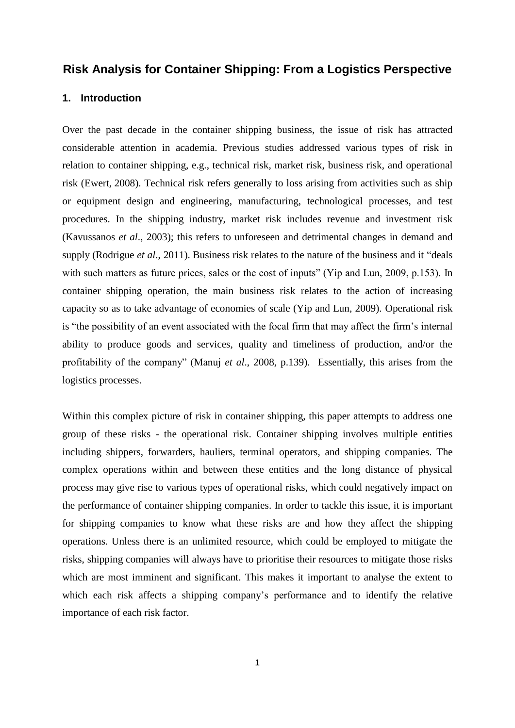# Risk Analysis for Container Shipping: From a Logistics Perspective

## 1. Introduction

Over the past decade in the container shipping business, the issue of risk has attracted considerable attention in academia. Previous studies addressed various types of risk in relation to container shipping, e.g., technical risk, market risk, business risk, and operational risk (Ewert, 2008). Technical risk refers generally to loss arising from activities such as ship or equipment design and engineering, manufacturing, technological processes, and test procedures. In the shipping industry, market risk includes revenue and investment risk (Kavussanos *et al*., 2003); this refers to unforeseen and detrimental changes in demand and supply (Rodrigue *et al*., 2011). Business risk relates to the nature of the business and it "deals with such matters as future prices, sales or the cost of inputs" (Yip and Lun, 2009, p.153). In container shipping operation, the main business risk relates to the action of increasing capacity so as to take advantage of economies of scale (Yip and Lun, 2009). Operational risk is "the possibility of an event associated with the focal firm that may affect the firm's internal ability to produce goods and services, quality and timeliness of production, and/or the profitability of the company" (Manuj *et al*., 2008, p.139). Essentially, this arises from the logistics processes.

Within this complex picture of risk in container shipping, this paper attempts to address one group of these risks - the operational risk. Container shipping involves multiple entities including shippers, forwarders, hauliers, terminal operators, and shipping companies. The complex operations within and between these entities and the long distance of physical process may give rise to various types of operational risks, which could negatively impact on the performance of container shipping companies. In order to tackle this issue, it is important for shipping companies to know what these risks are and how they affect the shipping operations. Unless there is an unlimited resource, which could be employed to mitigate the risks, shipping companies will always have to prioritise their resources to mitigate those risks which are most imminent and significant. This makes it important to analyse the extent to which each risk affects a shipping company's performance and to identify the relative importance of each risk factor.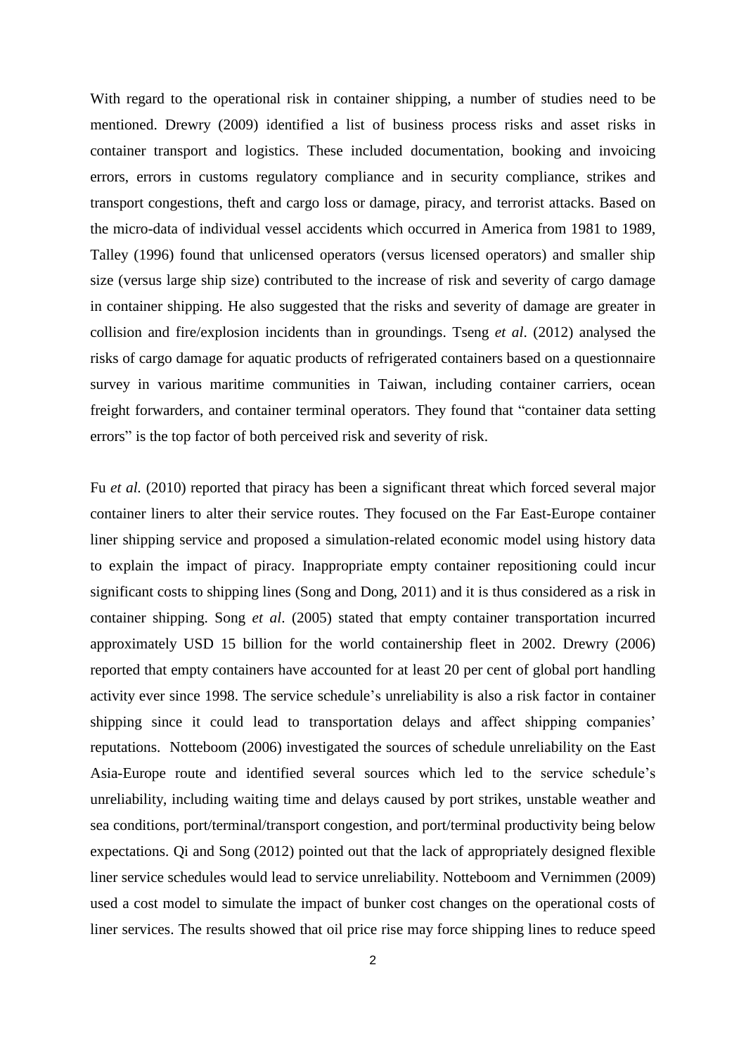With regard to the operational risk in container shipping, a number of studies need to be mentioned. Drewry (2009) identified a list of business process risks and asset risks in container transport and logistics. These included documentation, booking and invoicing errors, errors in customs regulatory compliance and in security compliance, strikes and transport congestions, theft and cargo loss or damage, piracy, and terrorist attacks. Based on the micro-data of individual vessel accidents which occurred in America from 1981 to 1989, Talley (1996) found that unlicensed operators (versus licensed operators) and smaller ship size (versus large ship size) contributed to the increase of risk and severity of cargo damage in container shipping. He also suggested that the risks and severity of damage are greater in collision and fire/explosion incidents than in groundings. Tseng *et al*. (2012) analysed the risks of cargo damage for aquatic products of refrigerated containers based on a questionnaire survey in various maritime communities in Taiwan, including container carriers, ocean freight forwarders, and container terminal operators. They found that "container data setting errors" is the top factor of both perceived risk and severity of risk.

Fu *et al.* (2010) reported that piracy has been a significant threat which forced several major container liners to alter their service routes. They focused on the Far East-Europe container liner shipping service and proposed a simulation-related economic model using history data to explain the impact of piracy. Inappropriate empty container repositioning could incur significant costs to shipping lines (Song and Dong, 2011) and it is thus considered as a risk in container shipping. Song *et al*. (2005) stated that empty container transportation incurred approximately USD 15 billion for the world containership fleet in 2002. Drewry (2006) reported that empty containers have accounted for at least 20 per cent of global port handling activity ever since 1998. The service schedule's unreliability is also a risk factor in container shipping since it could lead to transportation delays and affect shipping companies' reputations. Notteboom (2006) investigated the sources of schedule unreliability on the East Asia-Europe route and identified several sources which led to the service schedule's unreliability, including waiting time and delays caused by port strikes, unstable weather and sea conditions, port/terminal/transport congestion, and port/terminal productivity being below expectations. Qi and Song (2012) pointed out that the lack of appropriately designed flexible liner service schedules would lead to service unreliability. Notteboom and Vernimmen (2009) used a cost model to simulate the impact of bunker cost changes on the operational costs of liner services. The results showed that oil price rise may force shipping lines to reduce speed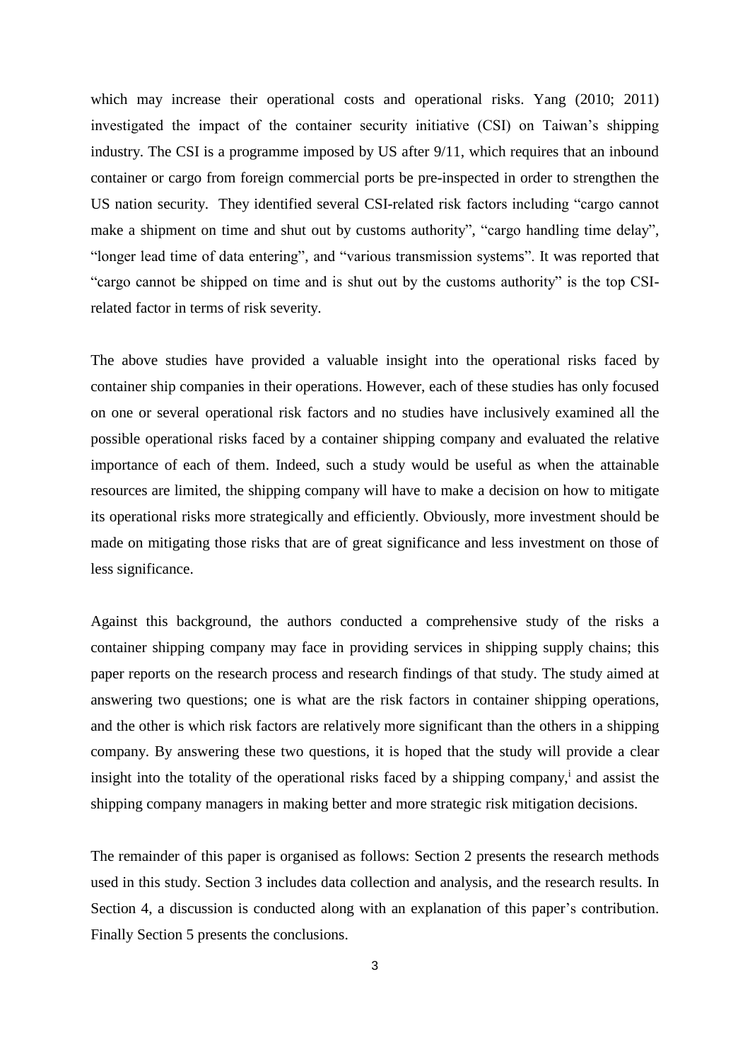which may increase their operational costs and operational risks. Yang (2010; 2011) investigated the impact of the container security initiative (CSI) on Taiwan's shipping industry. The CSI is a programme imposed by US after 9/11, which requires that an inbound container or cargo from foreign commercial ports be pre-inspected in order to strengthen the US nation security. They identified several CSI-related risk factors including "cargo cannot make a shipment on time and shut out by customs authority", "cargo handling time delay", "longer lead time of data entering", and "various transmission systems". It was reported that "cargo cannot be shipped on time and is shut out by the customs authority" is the top CSI-related factor in terms of risk severity.

The above studies have provided a valuable insight into the operational risks faced by container ship companies in their operations. However, each of these studies has only focused on one or several operational risk factors and no studies have inclusively examined all the possible operational risks faced by a container shipping company and evaluated the relative importance of each of them. Indeed, such a study would be useful as when the attainable resources are limited, the shipping company will have to make a decision on how to mitigate its operational risks more strategically and efficiently. Obviously, more investment should be made on mitigating those risks that are of great significance and less investment on those of less significance.

Against this background, the authors conducted a comprehensive study of the risks a container shipping company may face in providing services in shipping supply chains; this paper reports on the research process and research findings of that study. The study aimed at answering two questions; one is what are the risk factors in container shipping operations, and the other is which risk factors are relatively more significant than the others in a shipping company. By answering these two questions, it is hoped that the study will provide a clear insight into the totality of the operational risks faced by a shipping company,[i] and assist the shipping company managers in making better and more strategic risk mitigation decisions.

The remainder of this paper is organised as follows: Section 2 presents the research methods used in this study. Section 3 includes data collection and analysis, and the research results. In Section 4, a discussion is conducted along with an explanation of this paper's contribution. Finally Section 5 presents the conclusions.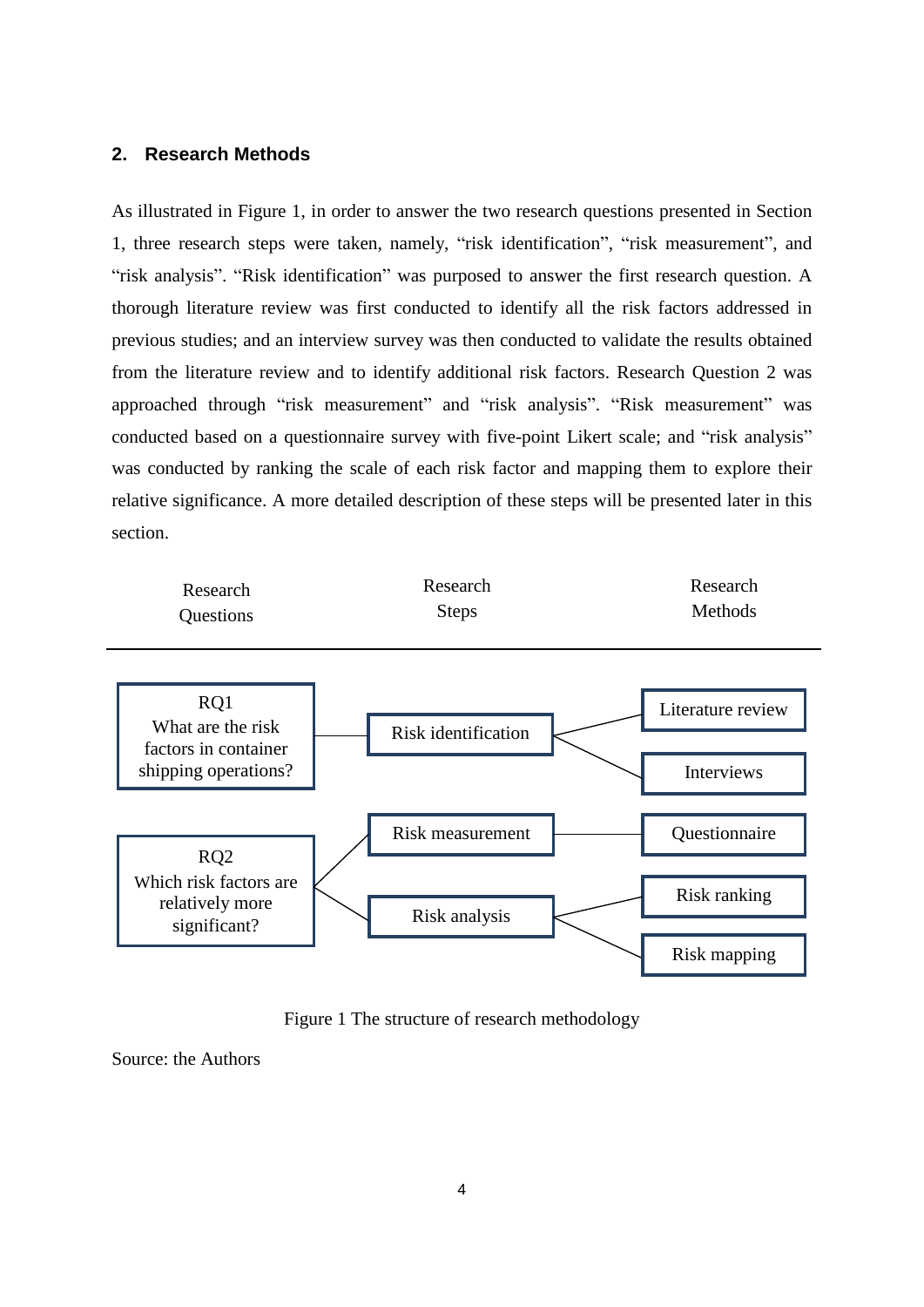## 2. Research Methods

As illustrated in Figure 1, in order to answer the two research questions presented in Section 1, three research steps were taken, namely, "risk identification", "risk measurement", and "risk analysis". "Risk identification" was purposed to answer the first research question. A thorough literature review was first conducted to identify all the risk factors addressed in previous studies; and an interview survey was then conducted to validate the results obtained from the literature review and to identify additional risk factors. Research Question 2 was approached through "risk measurement" and "risk analysis". "Risk measurement" was conducted based on a questionnaire survey with five-point Likert scale; and "risk analysis" was conducted by ranking the scale of each risk factor and mapping them to explore their relative significance. A more detailed description of these steps will be presented later in this section.

| Research Questions | Research Steps | Research Methods |
|---|---|---|
| RQ1 What are the risk factors in container shipping operations? | Risk identification | Literature review |
| | | Interviews |
| RQ2 Which risk factors are relatively more significant? | Risk measurement | Questionnaire |
| | Risk analysis | Risk ranking |
| | | Risk mapping |

Figure 1 The structure of research methodology

Source: the Authors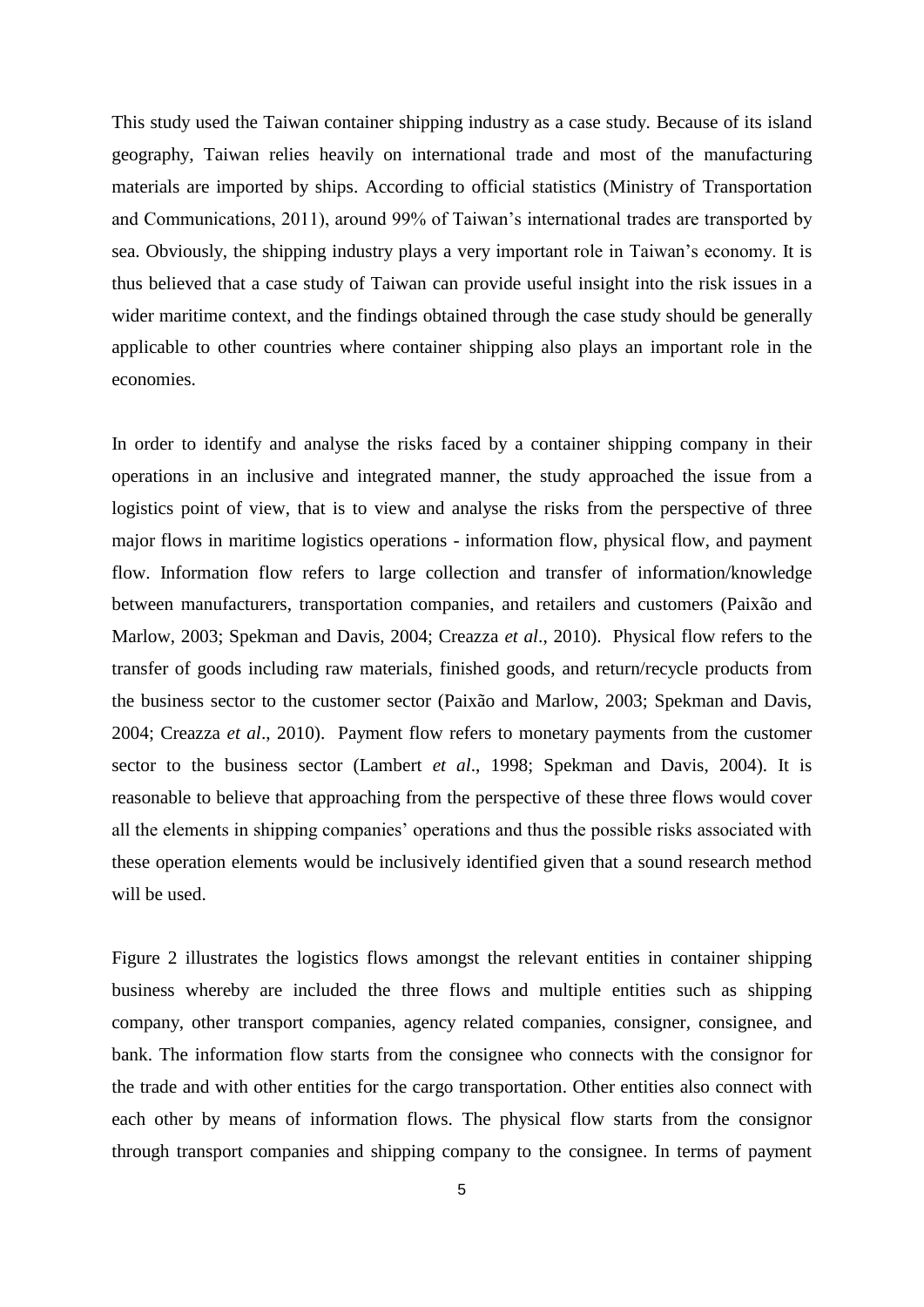This study used the Taiwan container shipping industry as a case study. Because of its island geography, Taiwan relies heavily on international trade and most of the manufacturing materials are imported by ships. According to official statistics (Ministry of Transportation and Communications, 2011), around 99% of Taiwan's international trades are transported by sea. Obviously, the shipping industry plays a very important role in Taiwan's economy. It is thus believed that a case study of Taiwan can provide useful insight into the risk issues in a wider maritime context, and the findings obtained through the case study should be generally applicable to other countries where container shipping also plays an important role in the economies.

In order to identify and analyse the risks faced by a container shipping company in their operations in an inclusive and integrated manner, the study approached the issue from a logistics point of view, that is to view and analyse the risks from the perspective of three major flows in maritime logistics operations - information flow, physical flow, and payment flow. Information flow refers to large collection and transfer of information/knowledge between manufacturers, transportation companies, and retailers and customers (Paixão and Marlow, 2003; Spekman and Davis, 2004; Creazza *et al*., 2010). Physical flow refers to the transfer of goods including raw materials, finished goods, and return/recycle products from the business sector to the customer sector (Paixão and Marlow, 2003; Spekman and Davis, 2004; Creazza *et al*., 2010). Payment flow refers to monetary payments from the customer sector to the business sector (Lambert *et al*., 1998; Spekman and Davis, 2004). It is reasonable to believe that approaching from the perspective of these three flows would cover all the elements in shipping companies' operations and thus the possible risks associated with these operation elements would be inclusively identified given that a sound research method will be used.

Figure 2 illustrates the logistics flows amongst the relevant entities in container shipping business whereby are included the three flows and multiple entities such as shipping company, other transport companies, agency related companies, consigner, consignee, and bank. The information flow starts from the consignee who connects with the consignor for the trade and with other entities for the cargo transportation. Other entities also connect with each other by means of information flows. The physical flow starts from the consignor through transport companies and shipping company to the consignee. In terms of payment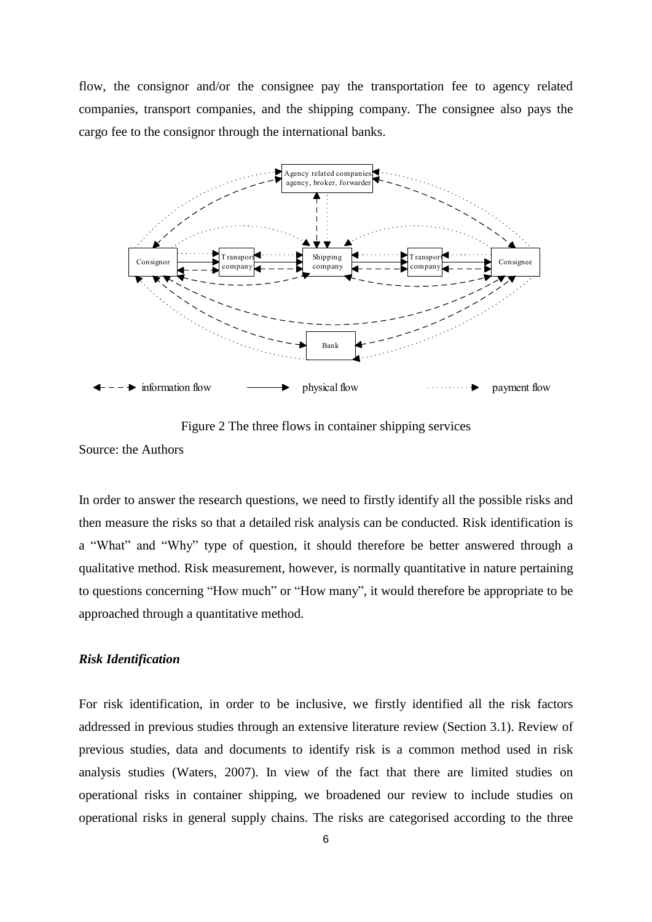flow, the consignor and/or the consignee pay the transportation fee to agency related companies, transport companies, and the shipping company. The consignee also pays the cargo fee to the consignor through the international banks.

Figure 2 The three flows in container shipping services

Source: the Authors

In order to answer the research questions, we need to firstly identify all the possible risks and then measure the risks so that a detailed risk analysis can be conducted. Risk identification is a "What" and "Why" type of question, it should therefore be better answered through a qualitative method. Risk measurement, however, is normally quantitative in nature pertaining to questions concerning "How much" or "How many", it would therefore be appropriate to be approached through a quantitative method.

### *Risk Identification*

For risk identification, in order to be inclusive, we firstly identified all the risk factors addressed in previous studies through an extensive literature review (Section 3.1). Review of previous studies, data and documents to identify risk is a common method used in risk analysis studies (Waters, 2007). In view of the fact that there are limited studies on operational risks in container shipping, we broadened our review to include studies on operational risks in general supply chains. The risks are categorised according to the three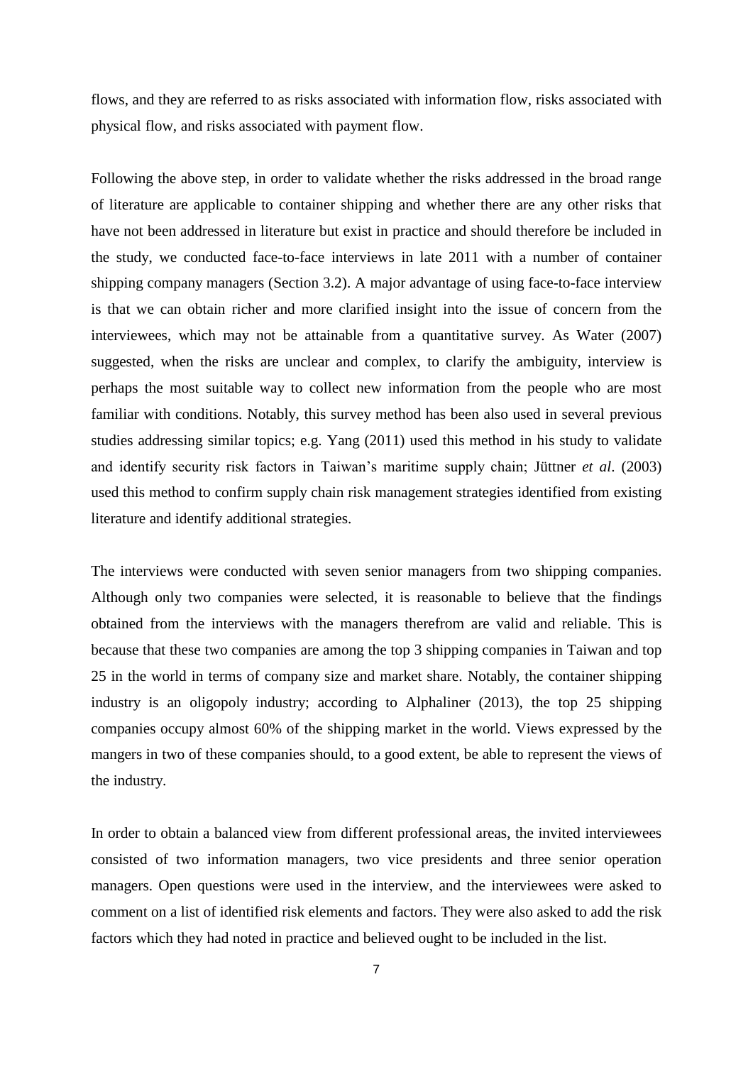flows, and they are referred to as risks associated with information flow, risks associated with physical flow, and risks associated with payment flow.

Following the above step, in order to validate whether the risks addressed in the broad range of literature are applicable to container shipping and whether there are any other risks that have not been addressed in literature but exist in practice and should therefore be included in the study, we conducted face-to-face interviews in late 2011 with a number of container shipping company managers (Section 3.2). A major advantage of using face-to-face interview is that we can obtain richer and more clarified insight into the issue of concern from the interviewees, which may not be attainable from a quantitative survey. As Water (2007) suggested, when the risks are unclear and complex, to clarify the ambiguity, interview is perhaps the most suitable way to collect new information from the people who are most familiar with conditions. Notably, this survey method has been also used in several previous studies addressing similar topics; e.g. Yang (2011) used this method in his study to validate and identify security risk factors in Taiwan's maritime supply chain; Jüttner *et al*. (2003) used this method to confirm supply chain risk management strategies identified from existing literature and identify additional strategies.

The interviews were conducted with seven senior managers from two shipping companies. Although only two companies were selected, it is reasonable to believe that the findings obtained from the interviews with the managers therefrom are valid and reliable. This is because that these two companies are among the top 3 shipping companies in Taiwan and top 25 in the world in terms of company size and market share. Notably, the container shipping industry is an oligopoly industry; according to Alphaliner (2013), the top 25 shipping companies occupy almost 60% of the shipping market in the world. Views expressed by the mangers in two of these companies should, to a good extent, be able to represent the views of the industry.

In order to obtain a balanced view from different professional areas, the invited interviewees consisted of two information managers, two vice presidents and three senior operation managers. Open questions were used in the interview, and the interviewees were asked to comment on a list of identified risk elements and factors. They were also asked to add the risk factors which they had noted in practice and believed ought to be included in the list.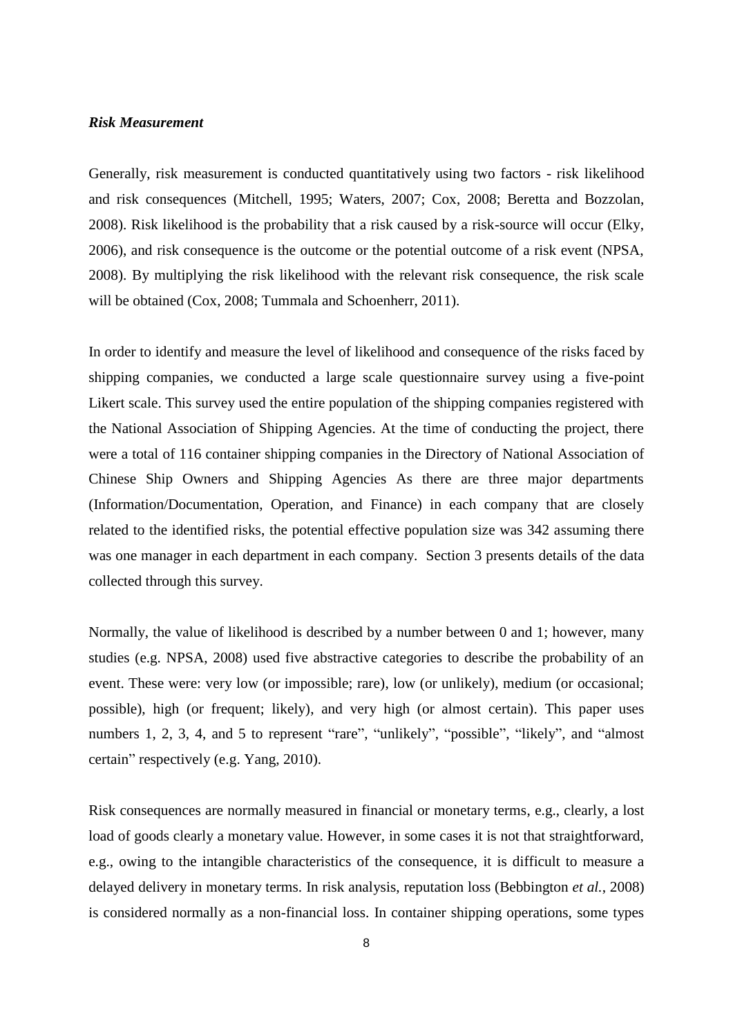***Risk Measurement***

Generally, risk measurement is conducted quantitatively using two factors - risk likelihood and risk consequences (Mitchell, 1995; Waters, 2007; Cox, 2008; Beretta and Bozzolan, 2008). Risk likelihood is the probability that a risk caused by a risk-source will occur (Elky, 2006), and risk consequence is the outcome or the potential outcome of a risk event (NPSA, 2008). By multiplying the risk likelihood with the relevant risk consequence, the risk scale will be obtained (Cox, 2008; Tummala and Schoenherr, 2011).

In order to identify and measure the level of likelihood and consequence of the risks faced by shipping companies, we conducted a large scale questionnaire survey using a five-point Likert scale. This survey used the entire population of the shipping companies registered with the National Association of Shipping Agencies. At the time of conducting the project, there were a total of 116 container shipping companies in the Directory of National Association of Chinese Ship Owners and Shipping Agencies As there are three major departments (Information/Documentation, Operation, and Finance) in each company that are closely related to the identified risks, the potential effective population size was 342 assuming there was one manager in each department in each company. Section 3 presents details of the data collected through this survey.

Normally, the value of likelihood is described by a number between 0 and 1; however, many studies (e.g. NPSA, 2008) used five abstractive categories to describe the probability of an event. These were: very low (or impossible; rare), low (or unlikely), medium (or occasional; possible), high (or frequent; likely), and very high (or almost certain). This paper uses numbers 1, 2, 3, 4, and 5 to represent "rare", "unlikely", "possible", "likely", and "almost certain" respectively (e.g. Yang, 2010).

Risk consequences are normally measured in financial or monetary terms, e.g., clearly, a lost load of goods clearly a monetary value. However, in some cases it is not that straightforward, e.g., owing to the intangible characteristics of the consequence, it is difficult to measure a delayed delivery in monetary terms. In risk analysis, reputation loss (Bebbington *et al.*, 2008) is considered normally as a non-financial loss. In container shipping operations, some types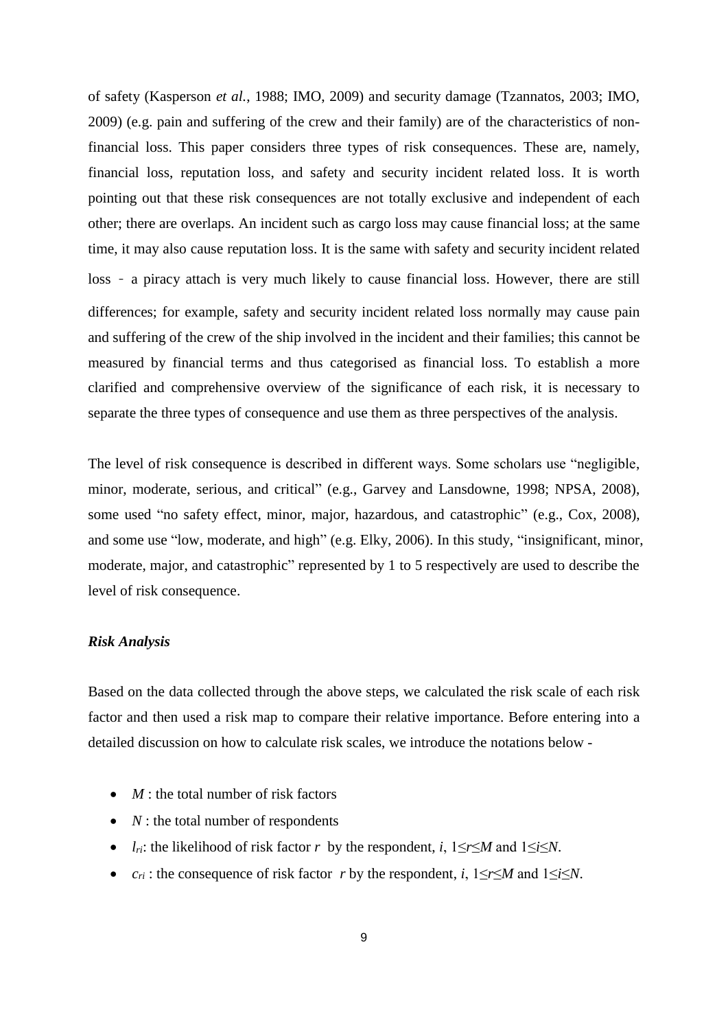of safety (Kasperson *et al.*, 1988; IMO, 2009) and security damage (Tzannatos, 2003; IMO, 2009) (e.g. pain and suffering of the crew and their family) are of the characteristics of non-financial loss. This paper considers three types of risk consequences. These are, namely, financial loss, reputation loss, and safety and security incident related loss. It is worth pointing out that these risk consequences are not totally exclusive and independent of each other; there are overlaps. An incident such as cargo loss may cause financial loss; at the same time, it may also cause reputation loss. It is the same with safety and security incident related loss – a piracy attach is very much likely to cause financial loss. However, there are still differences; for example, safety and security incident related loss normally may cause pain and suffering of the crew of the ship involved in the incident and their families; this cannot be measured by financial terms and thus categorised as financial loss. To establish a more clarified and comprehensive overview of the significance of each risk, it is necessary to separate the three types of consequence and use them as three perspectives of the analysis.

The level of risk consequence is described in different ways. Some scholars use "negligible, minor, moderate, serious, and critical" (e.g., Garvey and Lansdowne, 1998; NPSA, 2008), some used "no safety effect, minor, major, hazardous, and catastrophic" (e.g., Cox, 2008), and some use "low, moderate, and high" (e.g. Elky, 2006). In this study, "insignificant, minor, moderate, major, and catastrophic" represented by 1 to 5 respectively are used to describe the level of risk consequence.

### *Risk Analysis*

Based on the data collected through the above steps, we calculated the risk scale of each risk factor and then used a risk map to compare their relative importance. Before entering into a detailed discussion on how to calculate risk scales, we introduce the notations below -

- $M$ : the total number of risk factors
- $N$ : the total number of respondents
- $l_{ri}$: the likelihood of risk factor $r$ by the respondent, $i$, $1 \leq r \leq M$ and $1 \leq i \leq N$.
- $c_{ri}$ : the consequence of risk factor $r$ by the respondent, $i$, $1 \leq r \leq M$ and $1 \leq i \leq N$.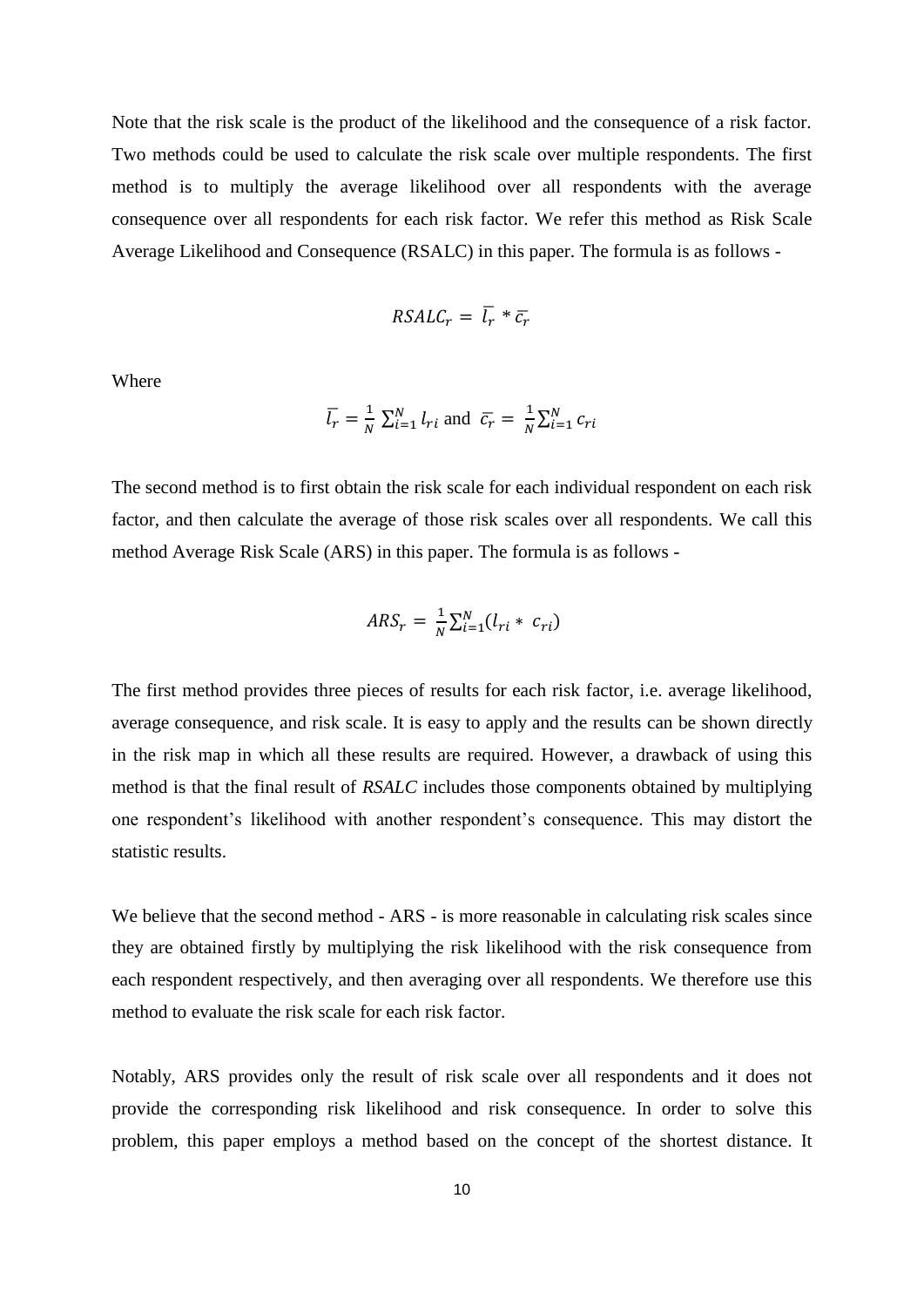Note that the risk scale is the product of the likelihood and the consequence of a risk factor. Two methods could be used to calculate the risk scale over multiple respondents. The first method is to multiply the average likelihood over all respondents with the average consequence over all respondents for each risk factor. We refer this method as Risk Scale Average Likelihood and Consequence (RSALC) in this paper. The formula is as follows -

$$RSALC_r = \bar{l_r} * \bar{c_r}$$

Where

$$\bar{l_r} = \frac{1}{N} \sum_{i=1}^{N} l_{ri} \text{ and } \bar{c_r} = \frac{1}{N} \sum_{i=1}^{N} c_{ri}$$

The second method is to first obtain the risk scale for each individual respondent on each risk factor, and then calculate the average of those risk scales over all respondents. We call this method Average Risk Scale (ARS) in this paper. The formula is as follows -

$$ARS_r = \frac{1}{N} \sum_{i=1}^{N} (l_{ri} * c_{ri})$$

The first method provides three pieces of results for each risk factor, i.e. average likelihood, average consequence, and risk scale. It is easy to apply and the results can be shown directly in the risk map in which all these results are required. However, a drawback of using this method is that the final result of *RSALC* includes those components obtained by multiplying one respondent's likelihood with another respondent's consequence. This may distort the statistic results.

We believe that the second method - ARS - is more reasonable in calculating risk scales since they are obtained firstly by multiplying the risk likelihood with the risk consequence from each respondent respectively, and then averaging over all respondents. We therefore use this method to evaluate the risk scale for each risk factor.

Notably, ARS provides only the result of risk scale over all respondents and it does not provide the corresponding risk likelihood and risk consequence. In order to solve this problem, this paper employs a method based on the concept of the shortest distance. It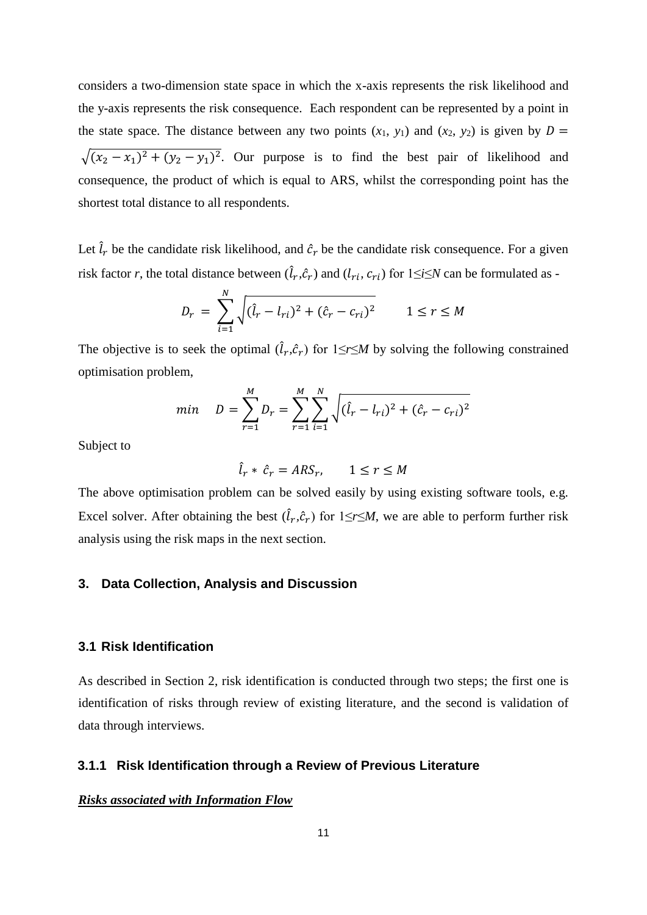considers a two-dimension state space in which the x-axis represents the risk likelihood and the y-axis represents the risk consequence. Each respondent can be represented by a point in the state space. The distance between any two points ($x_1$, $y_1$) and ($x_2$, $y_2$) is given by $D = \sqrt{(x_2 - x_1)^2 + (y_2 - y_1)^2}$. Our purpose is to find the best pair of likelihood and consequence, the product of which is equal to ARS, whilst the corresponding point has the shortest total distance to all respondents.

Let $\hat{l}_r$ be the candidate risk likelihood, and $\hat{c}_r$ be the candidate risk consequence. For a given risk factor $r$, the total distance between ($\hat{l}_r$,$\hat{c}_r$) and ($l_{ri}$, $c_{ri}$) for $1 \leq i \leq N$ can be formulated as -

$$D_r = \sum_{i=1}^{N} \sqrt{(\hat{l}_r - l_{ri})^2 + (\hat{c}_r - c_{ri})^2} \qquad 1 \leq r \leq M$$

The objective is to seek the optimal ($\hat{l}_r$,$\hat{c}_r$) for $1 \leq r \leq M$ by solving the following constrained optimisation problem,

$$min \quad D = \sum_{r=1}^{M} D_r = \sum_{r=1}^{M} \sum_{i=1}^{N} \sqrt{(\hat{l}_r - l_{ri})^2 + (\hat{c}_r - c_{ri})^2}$$

Subject to

$$\hat{l}_r * \hat{c}_r = ARS_r, \qquad 1 \leq r \leq M$$

The above optimisation problem can be solved easily by using existing software tools, e.g. Excel solver. After obtaining the best ($\hat{l}_r$,$\hat{c}_r$) for $1 \leq r \leq M$, we are able to perform further risk analysis using the risk maps in the next section.

## 3. Data Collection, Analysis and Discussion

### 3.1 Risk Identification

As described in Section 2, risk identification is conducted through two steps; the first one is identification of risks through review of existing literature, and the second is validation of data through interviews.

#### 3.1.1 Risk Identification through a Review of Previous Literature

***Risks associated with Information Flow***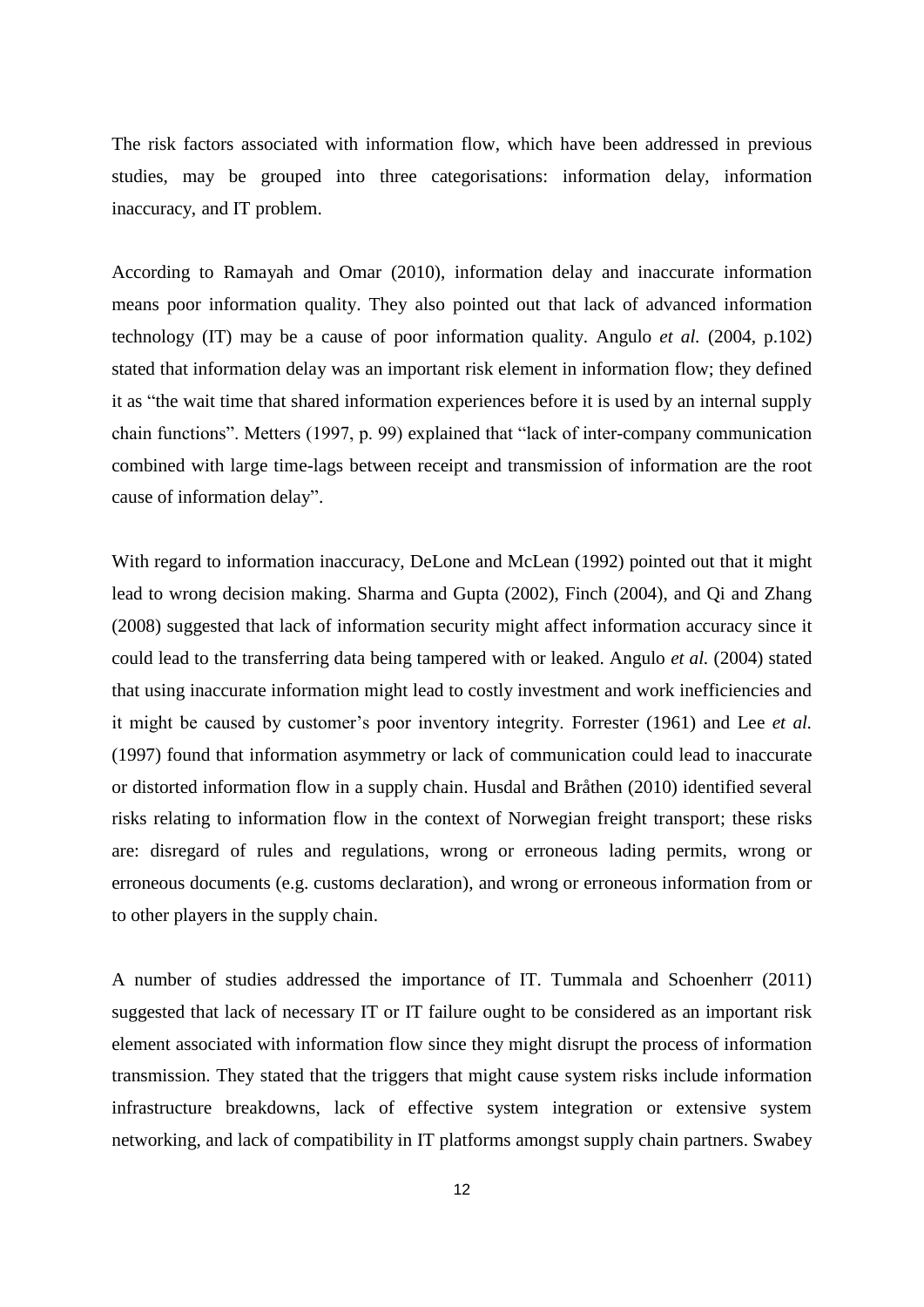The risk factors associated with information flow, which have been addressed in previous studies, may be grouped into three categorisations: information delay, information inaccuracy, and IT problem.

According to Ramayah and Omar (2010), information delay and inaccurate information means poor information quality. They also pointed out that lack of advanced information technology (IT) may be a cause of poor information quality. Angulo *et al.* (2004, p.102) stated that information delay was an important risk element in information flow; they defined it as "the wait time that shared information experiences before it is used by an internal supply chain functions". Metters (1997, p. 99) explained that "lack of inter-company communication combined with large time-lags between receipt and transmission of information are the root cause of information delay".

With regard to information inaccuracy, DeLone and McLean (1992) pointed out that it might lead to wrong decision making. Sharma and Gupta (2002), Finch (2004), and Qi and Zhang (2008) suggested that lack of information security might affect information accuracy since it could lead to the transferring data being tampered with or leaked. Angulo *et al.* (2004) stated that using inaccurate information might lead to costly investment and work inefficiencies and it might be caused by customer's poor inventory integrity. Forrester (1961) and Lee *et al.* (1997) found that information asymmetry or lack of communication could lead to inaccurate or distorted information flow in a supply chain. Husdal and Bråthen (2010) identified several risks relating to information flow in the context of Norwegian freight transport; these risks are: disregard of rules and regulations, wrong or erroneous lading permits, wrong or erroneous documents (e.g. customs declaration), and wrong or erroneous information from or to other players in the supply chain.

A number of studies addressed the importance of IT. Tummala and Schoenherr (2011) suggested that lack of necessary IT or IT failure ought to be considered as an important risk element associated with information flow since they might disrupt the process of information transmission. They stated that the triggers that might cause system risks include information infrastructure breakdowns, lack of effective system integration or extensive system networking, and lack of compatibility in IT platforms amongst supply chain partners. Swabey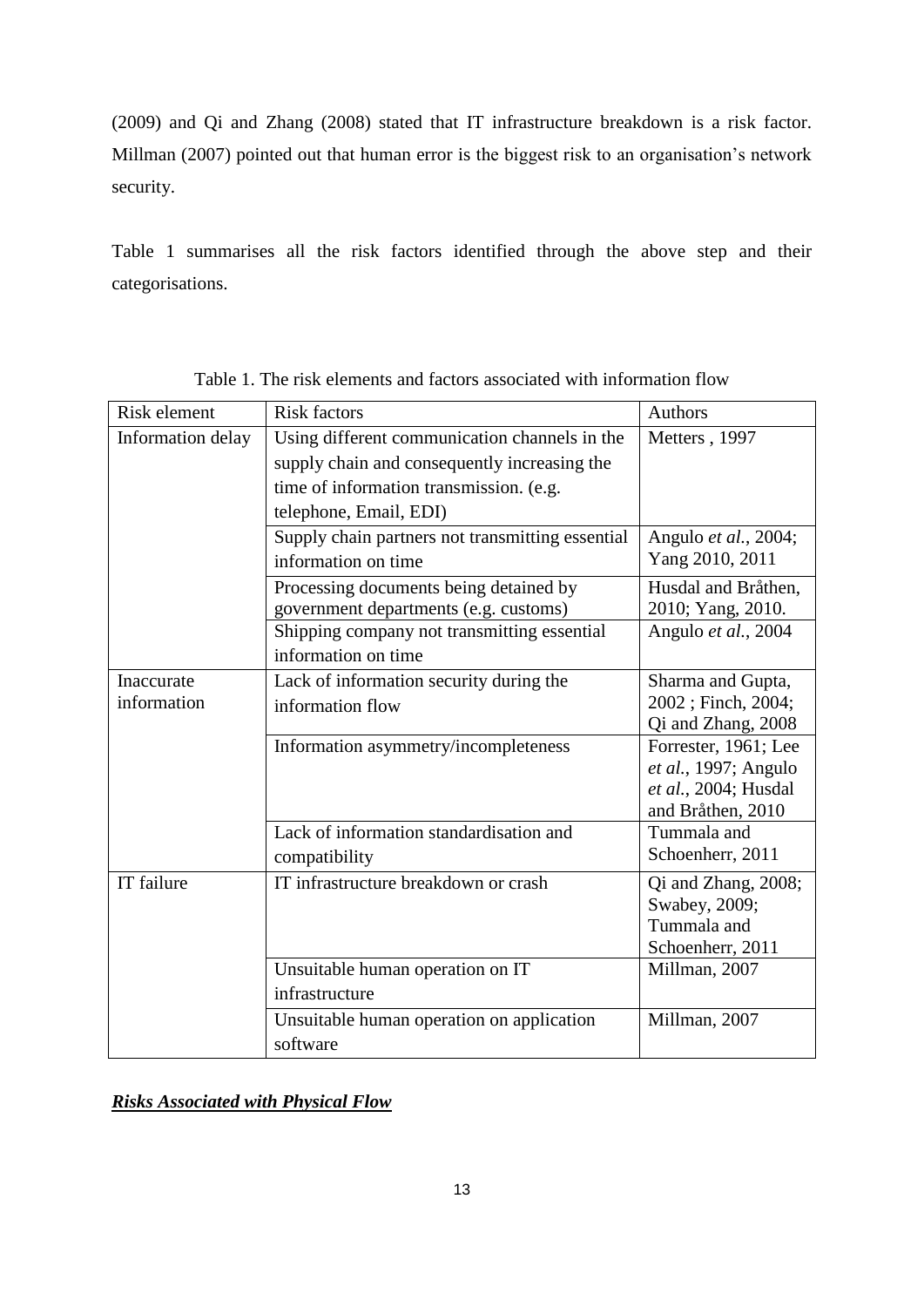(2009) and Qi and Zhang (2008) stated that IT infrastructure breakdown is a risk factor. Millman (2007) pointed out that human error is the biggest risk to an organisation's network security.

Table 1 summarises all the risk factors identified through the above step and their categorisations.

Table 1. The risk elements and factors associated with information flow

| Risk element | Risk factors | Authors |
|---|---|---|
| Information delay | Using different communication channels in the supply chain and consequently increasing the time of information transmission. (e.g. telephone, Email, EDI) | Metters , 1997 |
| | Supply chain partners not transmitting essential information on time | Angulo *et al.*, 2004; Yang 2010, 2011 |
| | Processing documents being detained by government departments (e.g. customs) | Husdal and Bråthen, 2010; Yang, 2010. |
| | Shipping company not transmitting essential information on time | Angulo *et al.*, 2004 |
| Inaccurate information | Lack of information security during the information flow | Sharma and Gupta, 2002 ; Finch, 2004; Qi and Zhang, 2008 |
| | Information asymmetry/incompleteness | Forrester, 1961; Lee *et al.*, 1997; Angulo *et al.*, 2004; Husdal and Bråthen, 2010 |
| | Lack of information standardisation and compatibility | Tummala and Schoenherr, 2011 |
| IT failure | IT infrastructure breakdown or crash | Qi and Zhang, 2008; Swabey, 2009; Tummala and Schoenherr, 2011 |
| | Unsuitable human operation on IT infrastructure | Millman, 2007 |
| | Unsuitable human operation on application software | Millman, 2007 |

***Risks Associated with Physical Flow***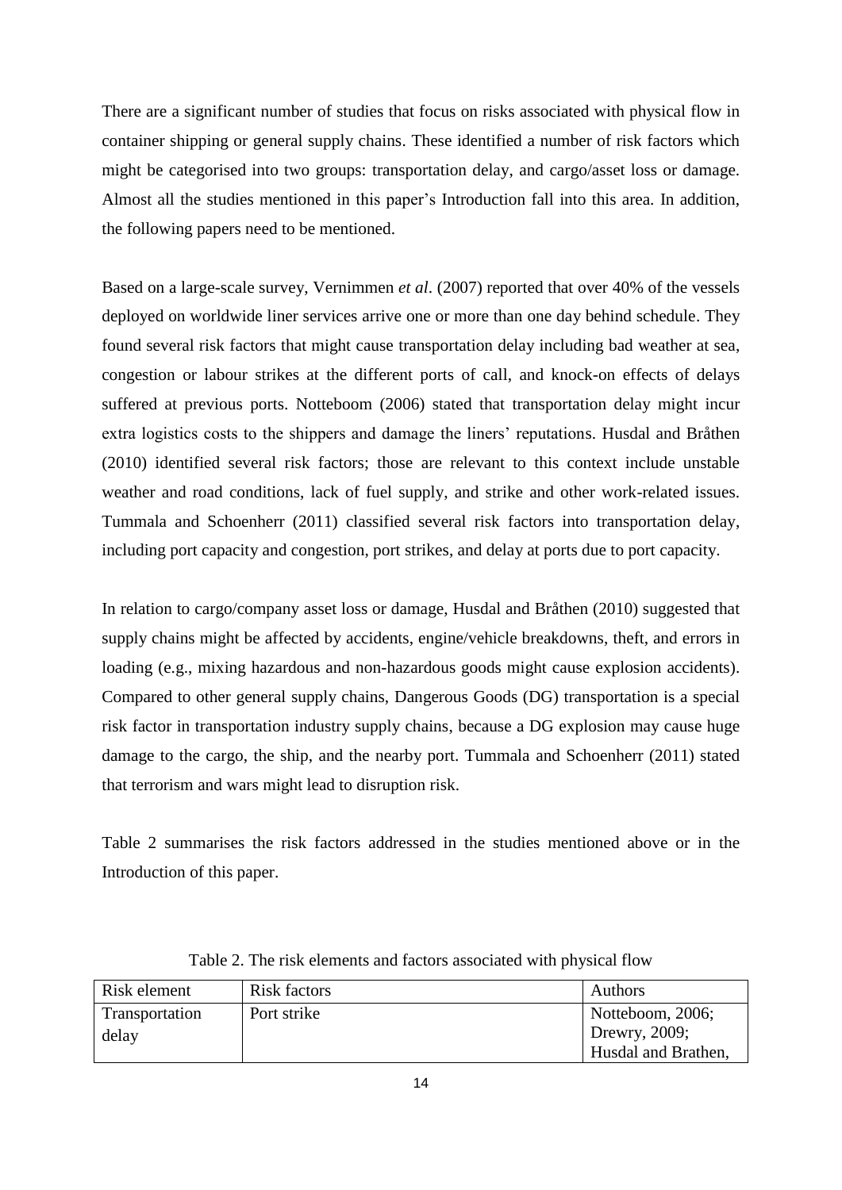There are a significant number of studies that focus on risks associated with physical flow in container shipping or general supply chains. These identified a number of risk factors which might be categorised into two groups: transportation delay, and cargo/asset loss or damage. Almost all the studies mentioned in this paper's Introduction fall into this area. In addition, the following papers need to be mentioned.

Based on a large-scale survey, Vernimmen *et al*. (2007) reported that over 40% of the vessels deployed on worldwide liner services arrive one or more than one day behind schedule. They found several risk factors that might cause transportation delay including bad weather at sea, congestion or labour strikes at the different ports of call, and knock-on effects of delays suffered at previous ports. Notteboom (2006) stated that transportation delay might incur extra logistics costs to the shippers and damage the liners' reputations. Husdal and Bråthen (2010) identified several risk factors; those are relevant to this context include unstable weather and road conditions, lack of fuel supply, and strike and other work-related issues. Tummala and Schoenherr (2011) classified several risk factors into transportation delay, including port capacity and congestion, port strikes, and delay at ports due to port capacity.

In relation to cargo/company asset loss or damage, Husdal and Bråthen (2010) suggested that supply chains might be affected by accidents, engine/vehicle breakdowns, theft, and errors in loading (e.g., mixing hazardous and non-hazardous goods might cause explosion accidents). Compared to other general supply chains, Dangerous Goods (DG) transportation is a special risk factor in transportation industry supply chains, because a DG explosion may cause huge damage to the cargo, the ship, and the nearby port. Tummala and Schoenherr (2011) stated that terrorism and wars might lead to disruption risk.

Table 2 summarises the risk factors addressed in the studies mentioned above or in the Introduction of this paper.

Table 2. The risk elements and factors associated with physical flow

| Risk element | Risk factors | Authors |
| --- | --- | --- |
| Transportation delay | Port strike | Notteboom, 2006; Drewry, 2009; Husdal and Brathen, |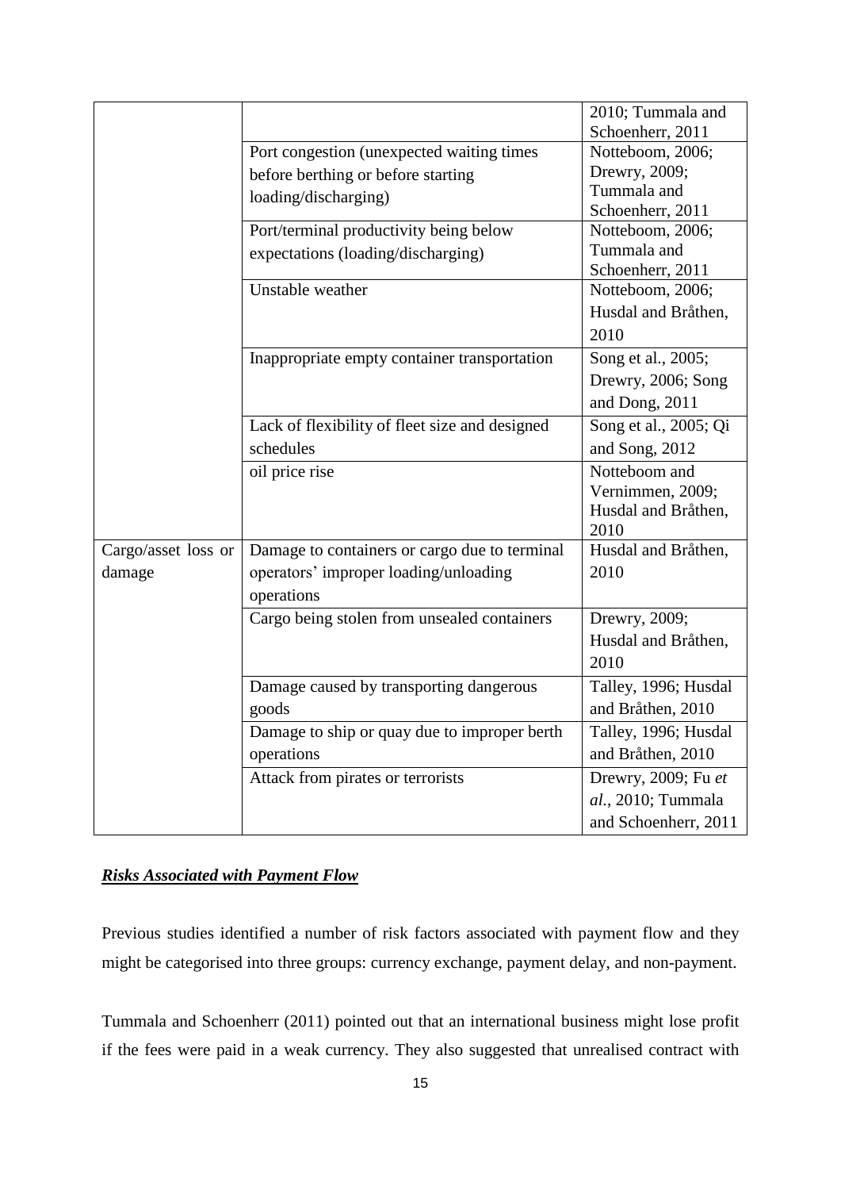| | | |
|---|---|---|
| | | 2010; Tummala and Schoenherr, 2011 |
| | Port congestion (unexpected waiting times before berthing or before starting loading/discharging) | Notteboom, 2006; Drewry, 2009; Tummala and Schoenherr, 2011 |
| | Port/terminal productivity being below expectations (loading/discharging) | Notteboom, 2006; Tummala and Schoenherr, 2011 |
| | Unstable weather | Notteboom, 2006; Husdal and Bråthen, 2010 |
| | Inappropriate empty container transportation | Song et al., 2005; Drewry, 2006; Song and Dong, 2011 |
| | Lack of flexibility of fleet size and designed schedules | Song et al., 2005; Qi and Song, 2012 |
| | oil price rise | Notteboom and Vernimmen, 2009; Husdal and Bråthen, 2010 |
| Cargo/asset loss or damage | Damage to containers or cargo due to terminal operators' improper loading/unloading operations | Husdal and Bråthen, 2010 |
| | Cargo being stolen from unsealed containers | Drewry, 2009; Husdal and Bråthen, 2010 |
| | Damage caused by transporting dangerous goods | Talley, 1996; Husdal and Bråthen, 2010 |
| | Damage to ship or quay due to improper berth operations | Talley, 1996; Husdal and Bråthen, 2010 |
| | Attack from pirates or terrorists | Drewry, 2009; Fu *et al.*, 2010; Tummala and Schoenherr, 2011 |

***Risks Associated with Payment Flow***

Previous studies identified a number of risk factors associated with payment flow and they might be categorised into three groups: currency exchange, payment delay, and non-payment.

Tummala and Schoenherr (2011) pointed out that an international business might lose profit if the fees were paid in a weak currency. They also suggested that unrealised contract with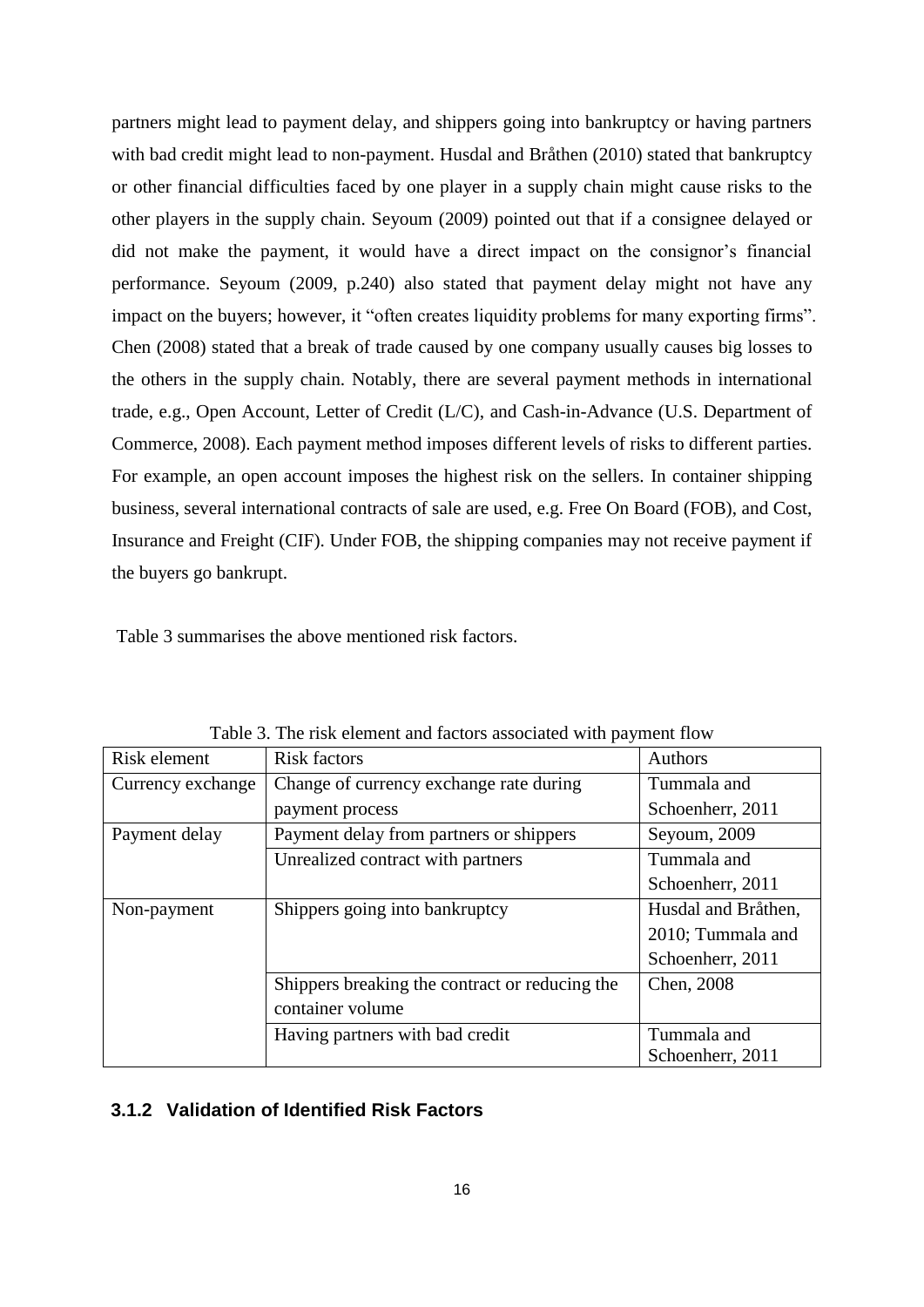partners might lead to payment delay, and shippers going into bankruptcy or having partners with bad credit might lead to non-payment. Husdal and Bråthen (2010) stated that bankruptcy or other financial difficulties faced by one player in a supply chain might cause risks to the other players in the supply chain. Seyoum (2009) pointed out that if a consignee delayed or did not make the payment, it would have a direct impact on the consignor's financial performance. Seyoum (2009, p.240) also stated that payment delay might not have any impact on the buyers; however, it "often creates liquidity problems for many exporting firms". Chen (2008) stated that a break of trade caused by one company usually causes big losses to the others in the supply chain. Notably, there are several payment methods in international trade, e.g., Open Account, Letter of Credit (L/C), and Cash-in-Advance (U.S. Department of Commerce, 2008). Each payment method imposes different levels of risks to different parties. For example, an open account imposes the highest risk on the sellers. In container shipping business, several international contracts of sale are used, e.g. Free On Board (FOB), and Cost, Insurance and Freight (CIF). Under FOB, the shipping companies may not receive payment if the buyers go bankrupt.

Table 3 summarises the above mentioned risk factors.

Table 3. The risk element and factors associated with payment flow

| Risk element | Risk factors | Authors |
|---|---|---|
| Currency exchange | Change of currency exchange rate during payment process | Tummala and Schoenherr, 2011 |
| Payment delay | Payment delay from partners or shippers | Seyoum, 2009 |
| | Unrealized contract with partners | Tummala and Schoenherr, 2011 |
| Non-payment | Shippers going into bankruptcy | Husdal and Bråthen, 2010; Tummala and Schoenherr, 2011 |
| | Shippers breaking the contract or reducing the container volume | Chen, 2008 |
| | Having partners with bad credit | Tummala and Schoenherr, 2011 |

### 3.1.2 Validation of Identified Risk Factors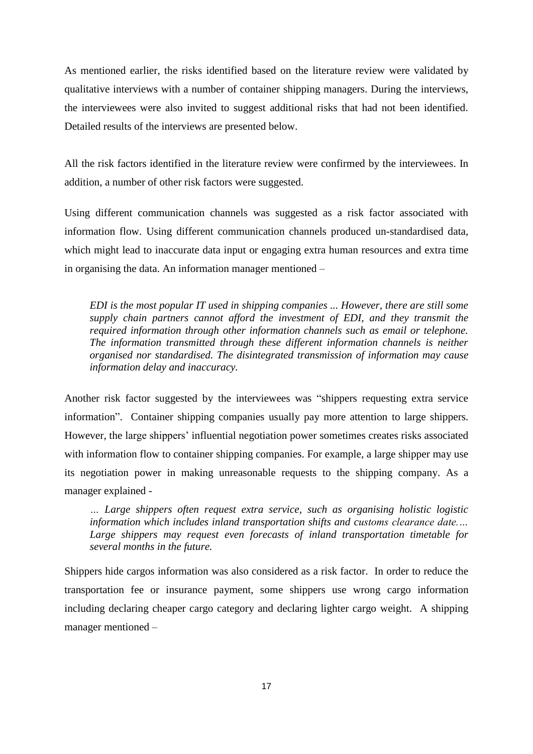As mentioned earlier, the risks identified based on the literature review were validated by qualitative interviews with a number of container shipping managers. During the interviews, the interviewees were also invited to suggest additional risks that had not been identified. Detailed results of the interviews are presented below.

All the risk factors identified in the literature review were confirmed by the interviewees. In addition, a number of other risk factors were suggested.

Using different communication channels was suggested as a risk factor associated with information flow. Using different communication channels produced un-standardised data, which might lead to inaccurate data input or engaging extra human resources and extra time in organising the data. An information manager mentioned –

> *EDI is the most popular IT used in shipping companies ... However, there are still some supply chain partners cannot afford the investment of EDI, and they transmit the required information through other information channels such as email or telephone. The information transmitted through these different information channels is neither organised nor standardised. The disintegrated transmission of information may cause information delay and inaccuracy.*

Another risk factor suggested by the interviewees was "shippers requesting extra service information". Container shipping companies usually pay more attention to large shippers. However, the large shippers' influential negotiation power sometimes creates risks associated with information flow to container shipping companies. For example, a large shipper may use its negotiation power in making unreasonable requests to the shipping company. As a manager explained -

> *… Large shippers often request extra service, such as organising holistic logistic information which includes inland transportation shifts and customs clearance date.… Large shippers may request even forecasts of inland transportation timetable for several months in the future.*

Shippers hide cargos information was also considered as a risk factor. In order to reduce the transportation fee or insurance payment, some shippers use wrong cargo information including declaring cheaper cargo category and declaring lighter cargo weight. A shipping manager mentioned –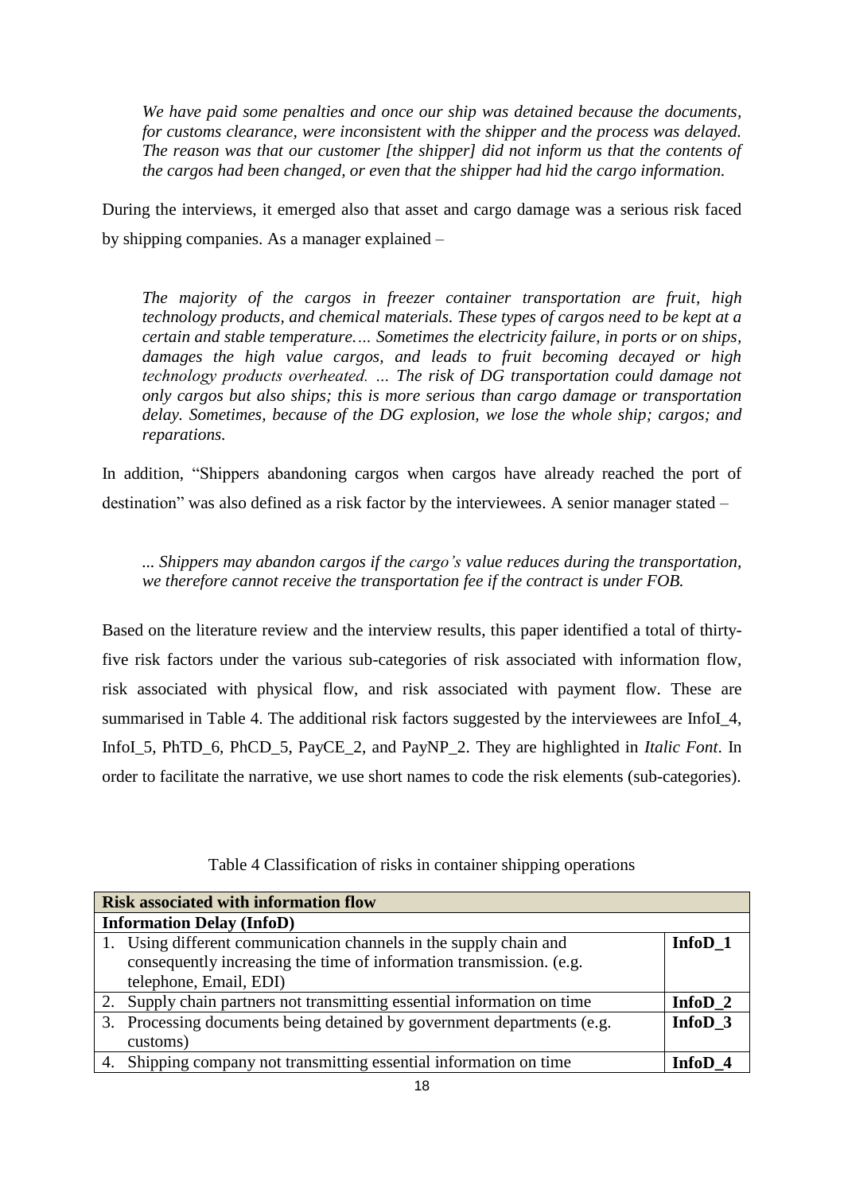*We have paid some penalties and once our ship was detained because the documents, for customs clearance, were inconsistent with the shipper and the process was delayed. The reason was that our customer [the shipper] did not inform us that the contents of the cargos had been changed, or even that the shipper had hid the cargo information.*

During the interviews, it emerged also that asset and cargo damage was a serious risk faced by shipping companies. As a manager explained –

*The majority of the cargos in freezer container transportation are fruit, high technology products, and chemical materials. These types of cargos need to be kept at a certain and stable temperature.… Sometimes the electricity failure, in ports or on ships, damages the high value cargos, and leads to fruit becoming decayed or high technology products overheated. … The risk of DG transportation could damage not only cargos but also ships; this is more serious than cargo damage or transportation delay. Sometimes, because of the DG explosion, we lose the whole ship; cargos; and reparations.*

In addition, "Shippers abandoning cargos when cargos have already reached the port of destination" was also defined as a risk factor by the interviewees. A senior manager stated –

*... Shippers may abandon cargos if the cargo's value reduces during the transportation, we therefore cannot receive the transportation fee if the contract is under FOB.*

Based on the literature review and the interview results, this paper identified a total of thirty-five risk factors under the various sub-categories of risk associated with information flow, risk associated with physical flow, and risk associated with payment flow. These are summarised in Table 4. The additional risk factors suggested by the interviewees are InfoI_4, InfoI_5, PhTD_6, PhCD_5, PayCE_2, and PayNP_2. They are highlighted in *Italic Font*. In order to facilitate the narrative, we use short names to code the risk elements (sub-categories).

Table 4 Classification of risks in container shipping operations

| **Risk associated with information flow** | |
|---|---|
| **Information Delay (InfoD)** | |
| 1. Using different communication channels in the supply chain and consequently increasing the time of information transmission. (e.g. telephone, Email, EDI) | **InfoD_1** |
| 2. Supply chain partners not transmitting essential information on time | **InfoD_2** |
| 3. Processing documents being detained by government departments (e.g. customs) | **InfoD_3** |
| 4. Shipping company not transmitting essential information on time | **InfoD_4** |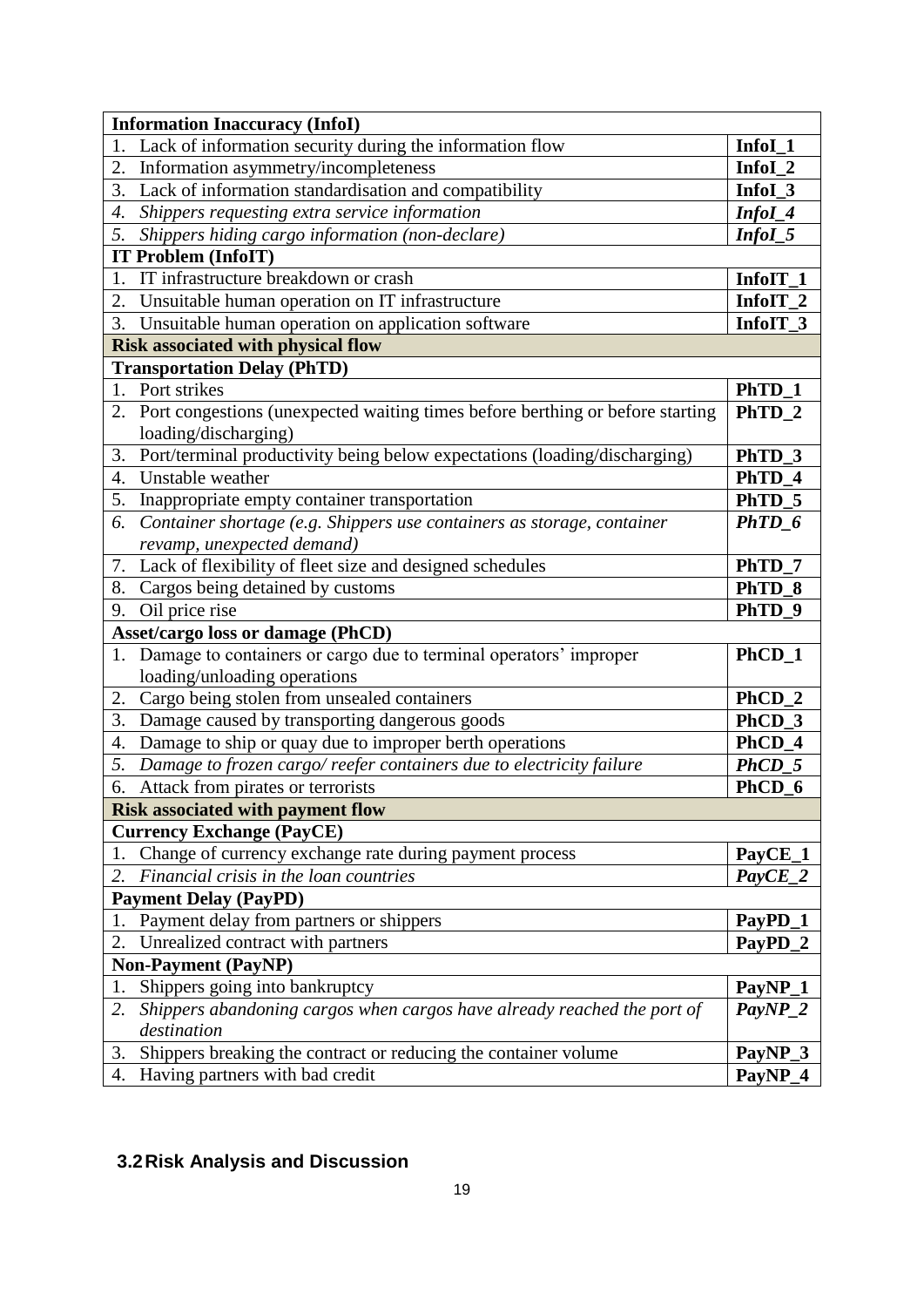| **Information Inaccuracy (InfoI)** | |
|---|---|
| 1. Lack of information security during the information flow | **InfoI_1** |
| 2. Information asymmetry/incompleteness | **InfoI_2** |
| 3. Lack of information standardisation and compatibility | **InfoI_3** |
| *4. Shippers requesting extra service information* | ***InfoI_4*** |
| *5. Shippers hiding cargo information (non-declare)* | ***InfoI_5*** |
| **IT Problem (InfoIT)** | |
| 1. IT infrastructure breakdown or crash | **InfoIT_1** |
| 2. Unsuitable human operation on IT infrastructure | **InfoIT_2** |
| 3. Unsuitable human operation on application software | **InfoIT_3** |
| **Risk associated with physical flow** | |
| **Transportation Delay (PhTD)** | |
| 1. Port strikes | **PhTD_1** |
| 2. Port congestions (unexpected waiting times before berthing or before starting loading/discharging) | **PhTD_2** |
| 3. Port/terminal productivity being below expectations (loading/discharging) | **PhTD_3** |
| 4. Unstable weather | **PhTD_4** |
| 5. Inappropriate empty container transportation | **PhTD_5** |
| *6. Container shortage (e.g. Shippers use containers as storage, container revamp, unexpected demand)* | ***PhTD_6*** |
| 7. Lack of flexibility of fleet size and designed schedules | **PhTD_7** |
| 8. Cargos being detained by customs | **PhTD_8** |
| 9. Oil price rise | **PhTD_9** |
| **Asset/cargo loss or damage (PhCD)** | |
| 1. Damage to containers or cargo due to terminal operators' improper loading/unloading operations | **PhCD_1** |
| 2. Cargo being stolen from unsealed containers | **PhCD_2** |
| 3. Damage caused by transporting dangerous goods | **PhCD_3** |
| 4. Damage to ship or quay due to improper berth operations | **PhCD_4** |
| *5. Damage to frozen cargo/ reefer containers due to electricity failure* | ***PhCD_5*** |
| 6. Attack from pirates or terrorists | **PhCD_6** |
| **Risk associated with payment flow** | |
| **Currency Exchange (PayCE)** | |
| 1. Change of currency exchange rate during payment process | **PayCE_1** |
| *2. Financial crisis in the loan countries* | ***PayCE_2*** |
| **Payment Delay (PayPD)** | |
| 1. Payment delay from partners or shippers | **PayPD_1** |
| 2. Unrealized contract with partners | **PayPD_2** |
| **Non-Payment (PayNP)** | |
| 1. Shippers going into bankruptcy | **PayNP_1** |
| *2. Shippers abandoning cargos when cargos have already reached the port of destination* | ***PayNP_2*** |
| 3. Shippers breaking the contract or reducing the container volume | **PayNP_3** |
| 4. Having partners with bad credit | **PayNP_4** |

## 3.2 Risk Analysis and Discussion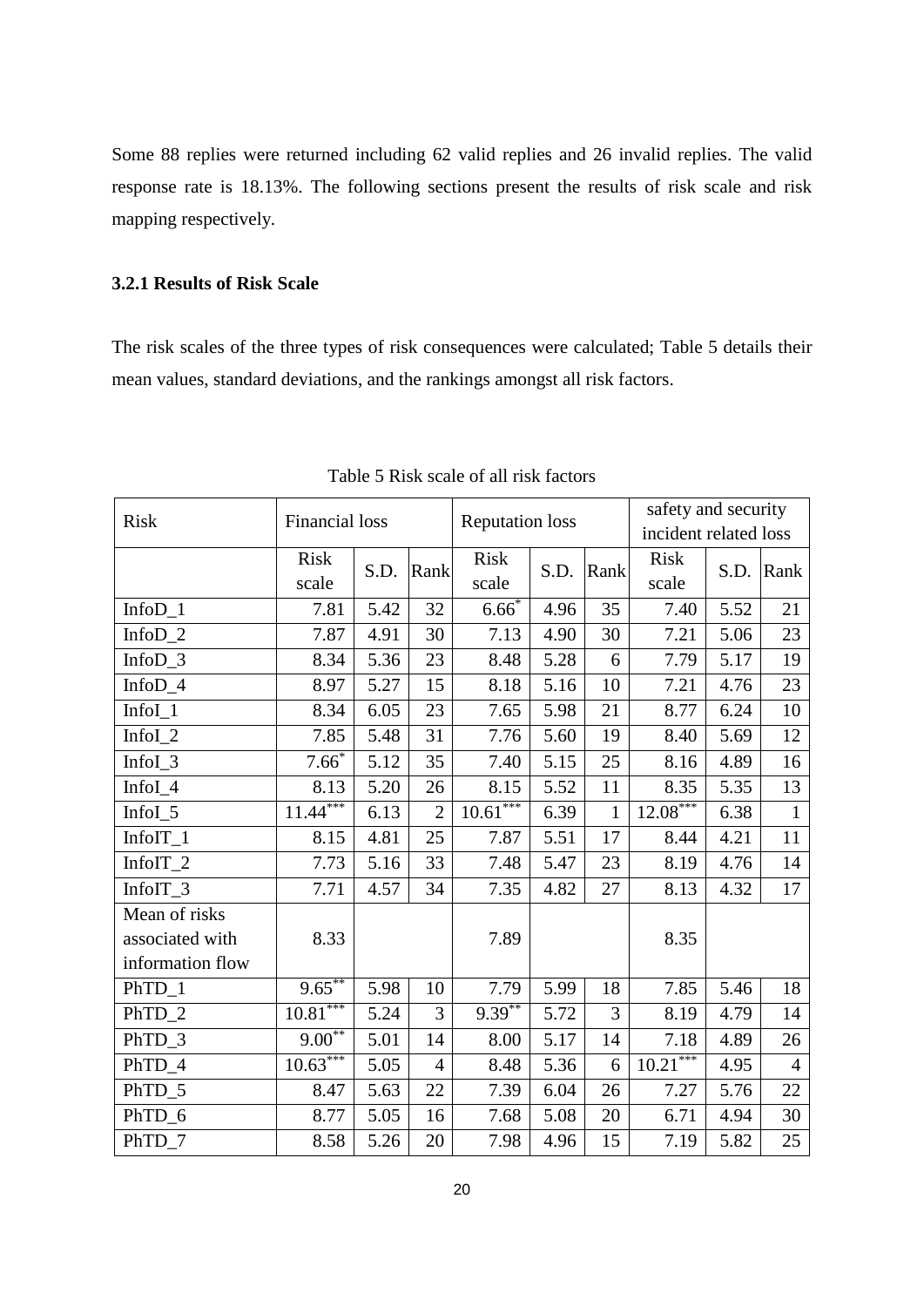Some 88 replies were returned including 62 valid replies and 26 invalid replies. The valid response rate is 18.13%. The following sections present the results of risk scale and risk mapping respectively.

### 3.2.1 Results of Risk Scale

The risk scales of the three types of risk consequences were calculated; Table 5 details their mean values, standard deviations, and the rankings amongst all risk factors.

Table 5 Risk scale of all risk factors

| Risk | Financial loss | | | Reputation loss | | | safety and security incident related loss | | |
|---|---|---|---|---|---|---|---|---|---|
| | Risk scale | S.D. | Rank | Risk scale | S.D. | Rank | Risk scale | S.D. | Rank |
| InfoD_1 | 7.81 | 5.42 | 32 | $6.66^{*}$ | 4.96 | 35 | 7.40 | 5.52 | 21 |
| InfoD_2 | 7.87 | 4.91 | 30 | 7.13 | 4.90 | 30 | 7.21 | 5.06 | 23 |
| InfoD_3 | 8.34 | 5.36 | 23 | 8.48 | 5.28 | 6 | 7.79 | 5.17 | 19 |
| InfoD_4 | 8.97 | 5.27 | 15 | 8.18 | 5.16 | 10 | 7.21 | 4.76 | 23 |
| InfoI_1 | 8.34 | 6.05 | 23 | 7.65 | 5.98 | 21 | 8.77 | 6.24 | 10 |
| InfoI_2 | 7.85 | 5.48 | 31 | 7.76 | 5.60 | 19 | 8.40 | 5.69 | 12 |
| InfoI_3 | $7.66^{*}$ | 5.12 | 35 | 7.40 | 5.15 | 25 | 8.16 | 4.89 | 16 |
| InfoI_4 | 8.13 | 5.20 | 26 | 8.15 | 5.52 | 11 | 8.35 | 5.35 | 13 |
| InfoI_5 | $11.44^{***}$ | 6.13 | 2 | $10.61^{***}$ | 6.39 | 1 | $12.08^{***}$ | 6.38 | 1 |
| InfoIT_1 | 8.15 | 4.81 | 25 | 7.87 | 5.51 | 17 | 8.44 | 4.21 | 11 |
| InfoIT_2 | 7.73 | 5.16 | 33 | 7.48 | 5.47 | 23 | 8.19 | 4.76 | 14 |
| InfoIT_3 | 7.71 | 4.57 | 34 | 7.35 | 4.82 | 27 | 8.13 | 4.32 | 17 |
| Mean of risks associated with information flow | 8.33 | | | 7.89 | | | 8.35 | | |
| PhTD_1 | $9.65^{**}$ | 5.98 | 10 | 7.79 | 5.99 | 18 | 7.85 | 5.46 | 18 |
| PhTD_2 | $10.81^{***}$ | 5.24 | 3 | $9.39^{**}$ | 5.72 | 3 | 8.19 | 4.79 | 14 |
| PhTD_3 | $9.00^{**}$ | 5.01 | 14 | 8.00 | 5.17 | 14 | 7.18 | 4.89 | 26 |
| PhTD_4 | $10.63^{***}$ | 5.05 | 4 | 8.48 | 5.36 | 6 | $10.21^{***}$ | 4.95 | 4 |
| PhTD_5 | 8.47 | 5.63 | 22 | 7.39 | 6.04 | 26 | 7.27 | 5.76 | 22 |
| PhTD_6 | 8.77 | 5.05 | 16 | 7.68 | 5.08 | 20 | 6.71 | 4.94 | 30 |
| PhTD_7 | 8.58 | 5.26 | 20 | 7.98 | 4.96 | 15 | 7.19 | 5.82 | 25 |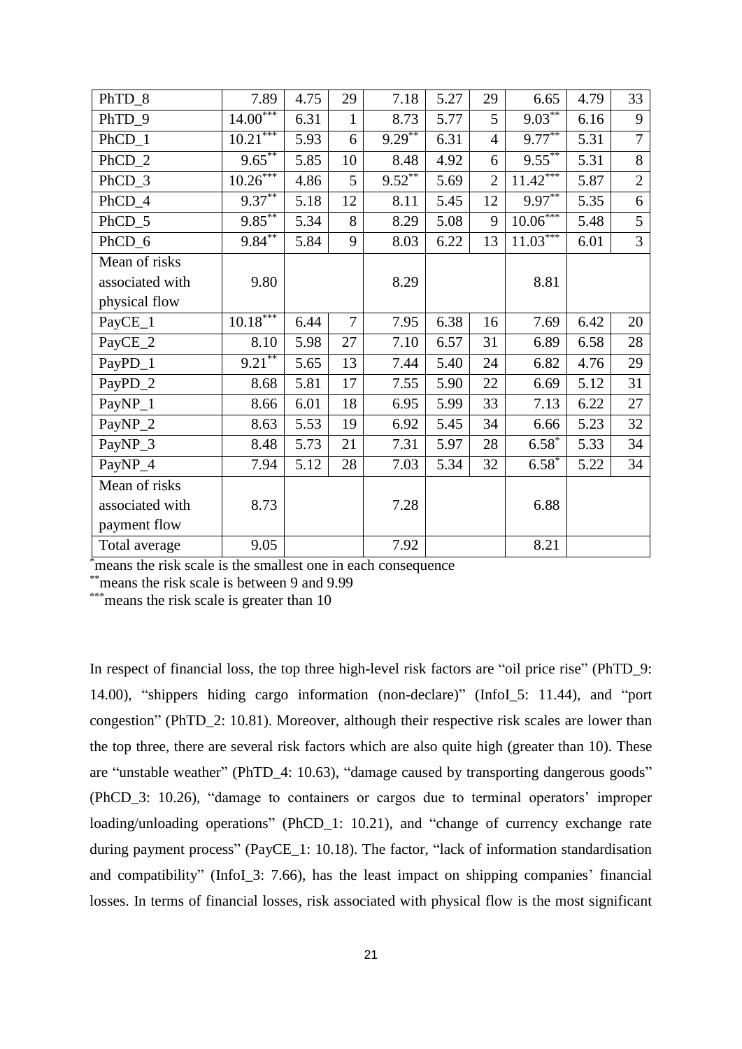| | | | | | | | | | |
|---|---|---|---|---|---|---|---|---|---|
| PhTD_8 | 7.89 | 4.75 | 29 | 7.18 | 5.27 | 29 | 6.65 | 4.79 | 33 |
| PhTD_9 | 14.00[***] | 6.31 | 1 | 8.73 | 5.77 | 5 | 9.03[**] | 6.16 | 9 |
| PhCD_1 | 10.21[***] | 5.93 | 6 | 9.29[**] | 6.31 | 4 | 9.77[**] | 5.31 | 7 |
| PhCD_2 | 9.65[**] | 5.85 | 10 | 8.48 | 4.92 | 6 | 9.55[**] | 5.31 | 8 |
| PhCD_3 | 10.26[***] | 4.86 | 5 | 9.52[**] | 5.69 | 2 | 11.42[***] | 5.87 | 2 |
| PhCD_4 | 9.37[**] | 5.18 | 12 | 8.11 | 5.45 | 12 | 9.97[**] | 5.35 | 6 |
| PhCD_5 | 9.85[**] | 5.34 | 8 | 8.29 | 5.08 | 9 | 10.06[***] | 5.48 | 5 |
| PhCD_6 | 9.84[**] | 5.84 | 9 | 8.03 | 6.22 | 13 | 11.03[***] | 6.01 | 3 |
| Mean of risks associated with physical flow | 9.80 | | | 8.29 | | | 8.81 | | |
| PayCE_1 | 10.18[***] | 6.44 | 7 | 7.95 | 6.38 | 16 | 7.69 | 6.42 | 20 |
| PayCE_2 | 8.10 | 5.98 | 27 | 7.10 | 6.57 | 31 | 6.89 | 6.58 | 28 |
| PayPD_1 | 9.21[**] | 5.65 | 13 | 7.44 | 5.40 | 24 | 6.82 | 4.76 | 29 |
| PayPD_2 | 8.68 | 5.81 | 17 | 7.55 | 5.90 | 22 | 6.69 | 5.12 | 31 |
| PayNP_1 | 8.66 | 6.01 | 18 | 6.95 | 5.99 | 33 | 7.13 | 6.22 | 27 |
| PayNP_2 | 8.63 | 5.53 | 19 | 6.92 | 5.45 | 34 | 6.66 | 5.23 | 32 |
| PayNP_3 | 8.48 | 5.73 | 21 | 7.31 | 5.97 | 28 | 6.58[*] | 5.33 | 34 |
| PayNP_4 | 7.94 | 5.12 | 28 | 7.03 | 5.34 | 32 | 6.58[*] | 5.22 | 34 |
| Mean of risks associated with payment flow | 8.73 | | | 7.28 | | | 6.88 | | |
| Total average | 9.05 | | | 7.92 | | | 8.21 | | |

[*] means the risk scale is the smallest one in each consequence

[**] means the risk scale is between 9 and 9.99

[***] means the risk scale is greater than 10

In respect of financial loss, the top three high-level risk factors are "oil price rise" (PhTD_9: 14.00), "shippers hiding cargo information (non-declare)" (InfoI_5: 11.44), and "port congestion" (PhTD_2: 10.81). Moreover, although their respective risk scales are lower than the top three, there are several risk factors which are also quite high (greater than 10). These are "unstable weather" (PhTD_4: 10.63), "damage caused by transporting dangerous goods" (PhCD_3: 10.26), "damage to containers or cargos due to terminal operators' improper loading/unloading operations" (PhCD_1: 10.21), and "change of currency exchange rate during payment process" (PayCE_1: 10.18). The factor, "lack of information standardisation and compatibility" (InfoI_3: 7.66), has the least impact on shipping companies' financial losses. In terms of financial losses, risk associated with physical flow is the most significant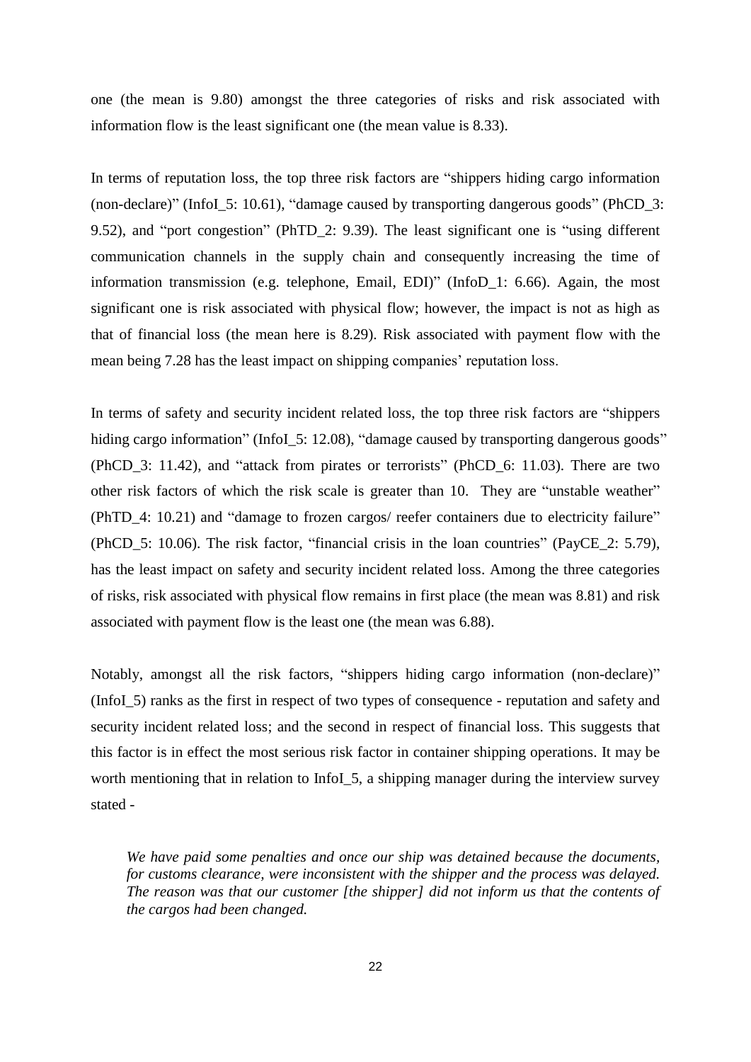one (the mean is 9.80) amongst the three categories of risks and risk associated with information flow is the least significant one (the mean value is 8.33).

In terms of reputation loss, the top three risk factors are “shippers hiding cargo information (non-declare)” (InfoI_5: 10.61), “damage caused by transporting dangerous goods” (PhCD_3: 9.52), and “port congestion” (PhTD_2: 9.39). The least significant one is “using different communication channels in the supply chain and consequently increasing the time of information transmission (e.g. telephone, Email, EDI)” (InfoD_1: 6.66). Again, the most significant one is risk associated with physical flow; however, the impact is not as high as that of financial loss (the mean here is 8.29). Risk associated with payment flow with the mean being 7.28 has the least impact on shipping companies’ reputation loss.

In terms of safety and security incident related loss, the top three risk factors are “shippers hiding cargo information” (InfoI_5: 12.08), “damage caused by transporting dangerous goods” (PhCD_3: 11.42), and “attack from pirates or terrorists” (PhCD_6: 11.03). There are two other risk factors of which the risk scale is greater than 10. They are “unstable weather” (PhTD_4: 10.21) and “damage to frozen cargos/ reefer containers due to electricity failure” (PhCD_5: 10.06). The risk factor, “financial crisis in the loan countries” (PayCE_2: 5.79), has the least impact on safety and security incident related loss. Among the three categories of risks, risk associated with physical flow remains in first place (the mean was 8.81) and risk associated with payment flow is the least one (the mean was 6.88).

Notably, amongst all the risk factors, “shippers hiding cargo information (non-declare)” (InfoI_5) ranks as the first in respect of two types of consequence - reputation and safety and security incident related loss; and the second in respect of financial loss. This suggests that this factor is in effect the most serious risk factor in container shipping operations. It may be worth mentioning that in relation to InfoI_5, a shipping manager during the interview survey stated -

> *We have paid some penalties and once our ship was detained because the documents, for customs clearance, were inconsistent with the shipper and the process was delayed. The reason was that our customer [the shipper] did not inform us that the contents of the cargos had been changed.*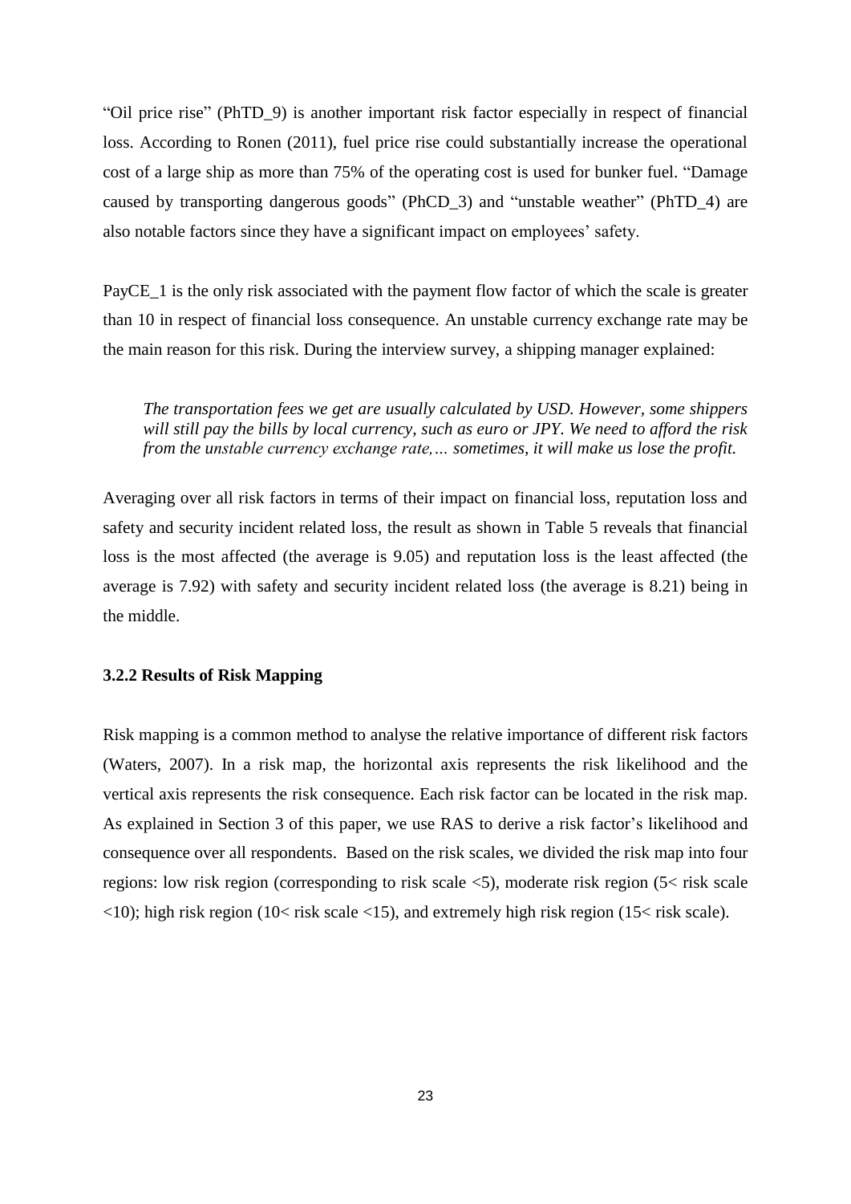"Oil price rise" (PhTD_9) is another important risk factor especially in respect of financial loss. According to Ronen (2011), fuel price rise could substantially increase the operational cost of a large ship as more than 75% of the operating cost is used for bunker fuel. "Damage caused by transporting dangerous goods" (PhCD_3) and "unstable weather" (PhTD_4) are also notable factors since they have a significant impact on employees' safety.

PayCE_1 is the only risk associated with the payment flow factor of which the scale is greater than 10 in respect of financial loss consequence. An unstable currency exchange rate may be the main reason for this risk. During the interview survey, a shipping manager explained:

> *The transportation fees we get are usually calculated by USD. However, some shippers will still pay the bills by local currency, such as euro or JPY. We need to afford the risk from the unstable currency exchange rate,… sometimes, it will make us lose the profit.*

Averaging over all risk factors in terms of their impact on financial loss, reputation loss and safety and security incident related loss, the result as shown in Table 5 reveals that financial loss is the most affected (the average is 9.05) and reputation loss is the least affected (the average is 7.92) with safety and security incident related loss (the average is 8.21) being in the middle.

### 3.2.2 Results of Risk Mapping

Risk mapping is a common method to analyse the relative importance of different risk factors (Waters, 2007). In a risk map, the horizontal axis represents the risk likelihood and the vertical axis represents the risk consequence. Each risk factor can be located in the risk map. As explained in Section 3 of this paper, we use RAS to derive a risk factor's likelihood and consequence over all respondents. Based on the risk scales, we divided the risk map into four regions: low risk region (corresponding to risk scale <5), moderate risk region (5< risk scale <10); high risk region (10< risk scale <15), and extremely high risk region (15< risk scale).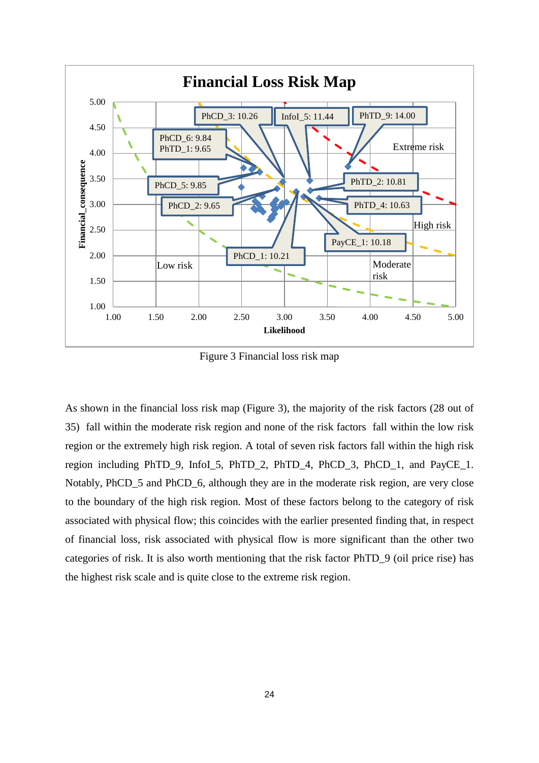Figure 3 Financial loss risk map

As shown in the financial loss risk map (Figure 3), the majority of the risk factors (28 out of 35) fall within the moderate risk region and none of the risk factors fall within the low risk region or the extremely high risk region. A total of seven risk factors fall within the high risk region including PhTD_9, InfoI_5, PhTD_2, PhTD_4, PhCD_3, PhCD_1, and PayCE_1. Notably, PhCD_5 and PhCD_6, although they are in the moderate risk region, are very close to the boundary of the high risk region. Most of these factors belong to the category of risk associated with physical flow; this coincides with the earlier presented finding that, in respect of financial loss, risk associated with physical flow is more significant than the other two categories of risk. It is also worth mentioning that the risk factor PhTD_9 (oil price rise) has the highest risk scale and is quite close to the extreme risk region.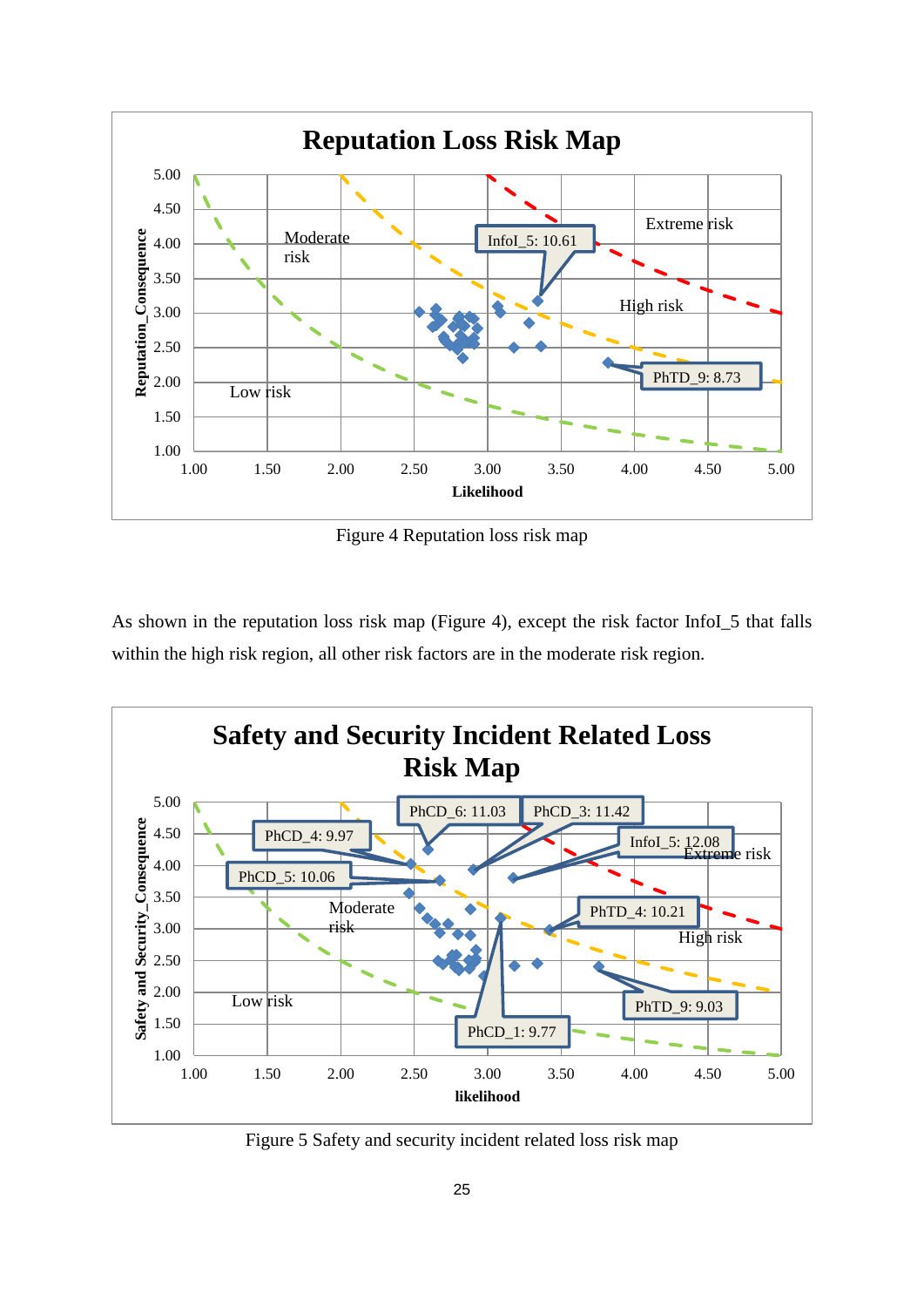Figure 4 Reputation loss risk map

As shown in the reputation loss risk map (Figure 4), except the risk factor InfoI_5 that falls within the high risk region, all other risk factors are in the moderate risk region.

Figure 5 Safety and security incident related loss risk map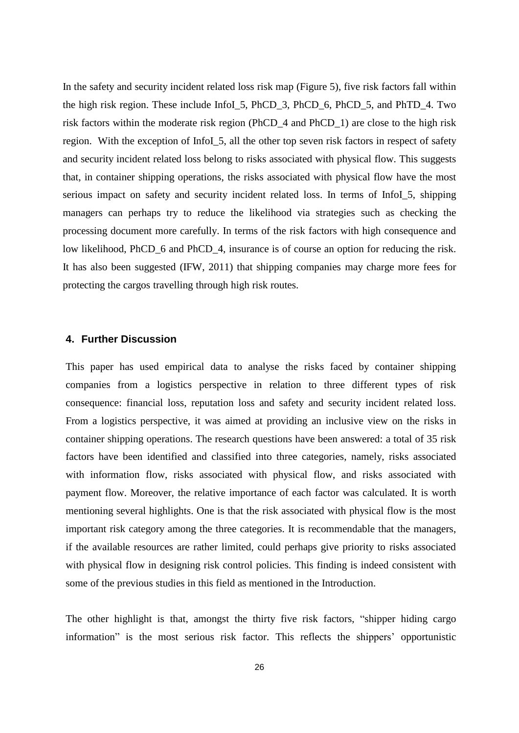In the safety and security incident related loss risk map (Figure 5), five risk factors fall within the high risk region. These include InfoI_5, PhCD_3, PhCD_6, PhCD_5, and PhTD_4. Two risk factors within the moderate risk region (PhCD_4 and PhCD_1) are close to the high risk region. With the exception of InfoI_5, all the other top seven risk factors in respect of safety and security incident related loss belong to risks associated with physical flow. This suggests that, in container shipping operations, the risks associated with physical flow have the most serious impact on safety and security incident related loss. In terms of InfoI_5, shipping managers can perhaps try to reduce the likelihood via strategies such as checking the processing document more carefully. In terms of the risk factors with high consequence and low likelihood, PhCD_6 and PhCD_4, insurance is of course an option for reducing the risk. It has also been suggested (IFW, 2011) that shipping companies may charge more fees for protecting the cargos travelling through high risk routes.

## 4. Further Discussion

This paper has used empirical data to analyse the risks faced by container shipping companies from a logistics perspective in relation to three different types of risk consequence: financial loss, reputation loss and safety and security incident related loss. From a logistics perspective, it was aimed at providing an inclusive view on the risks in container shipping operations. The research questions have been answered: a total of 35 risk factors have been identified and classified into three categories, namely, risks associated with information flow, risks associated with physical flow, and risks associated with payment flow. Moreover, the relative importance of each factor was calculated. It is worth mentioning several highlights. One is that the risk associated with physical flow is the most important risk category among the three categories. It is recommendable that the managers, if the available resources are rather limited, could perhaps give priority to risks associated with physical flow in designing risk control policies. This finding is indeed consistent with some of the previous studies in this field as mentioned in the Introduction.

The other highlight is that, amongst the thirty five risk factors, "shipper hiding cargo information" is the most serious risk factor. This reflects the shippers' opportunistic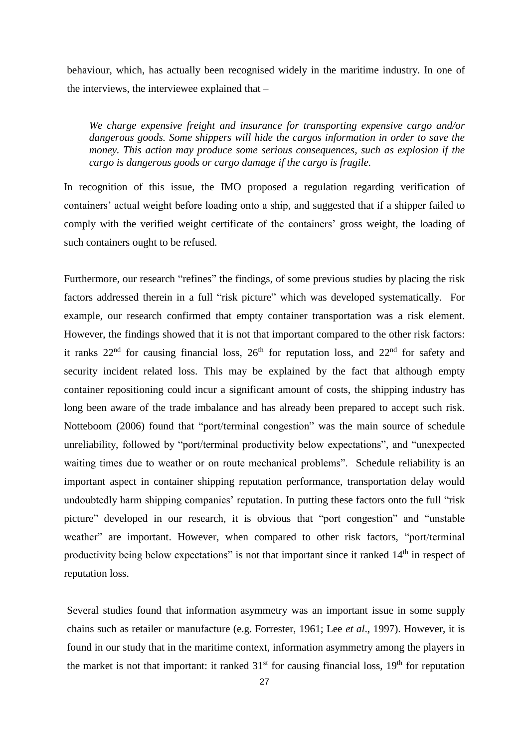behaviour, which, has actually been recognised widely in the maritime industry. In one of the interviews, the interviewee explained that –

> *We charge expensive freight and insurance for transporting expensive cargo and/or dangerous goods. Some shippers will hide the cargos information in order to save the money. This action may produce some serious consequences, such as explosion if the cargo is dangerous goods or cargo damage if the cargo is fragile.*

In recognition of this issue, the IMO proposed a regulation regarding verification of containers' actual weight before loading onto a ship, and suggested that if a shipper failed to comply with the verified weight certificate of the containers' gross weight, the loading of such containers ought to be refused.

Furthermore, our research "refines" the findings, of some previous studies by placing the risk factors addressed therein in a full "risk picture" which was developed systematically. For example, our research confirmed that empty container transportation was a risk element. However, the findings showed that it is not that important compared to the other risk factors: it ranks 22nd for causing financial loss, 26th for reputation loss, and 22nd for safety and security incident related loss. This may be explained by the fact that although empty container repositioning could incur a significant amount of costs, the shipping industry has long been aware of the trade imbalance and has already been prepared to accept such risk. Notteboom (2006) found that "port/terminal congestion" was the main source of schedule unreliability, followed by "port/terminal productivity below expectations", and "unexpected waiting times due to weather or on route mechanical problems". Schedule reliability is an important aspect in container shipping reputation performance, transportation delay would undoubtedly harm shipping companies' reputation. In putting these factors onto the full "risk picture" developed in our research, it is obvious that "port congestion" and "unstable weather" are important. However, when compared to other risk factors, "port/terminal productivity being below expectations" is not that important since it ranked 14th in respect of reputation loss.

Several studies found that information asymmetry was an important issue in some supply chains such as retailer or manufacture (e.g. Forrester, 1961; Lee *et al*., 1997). However, it is found in our study that in the maritime context, information asymmetry among the players in the market is not that important: it ranked 31st for causing financial loss, 19th for reputation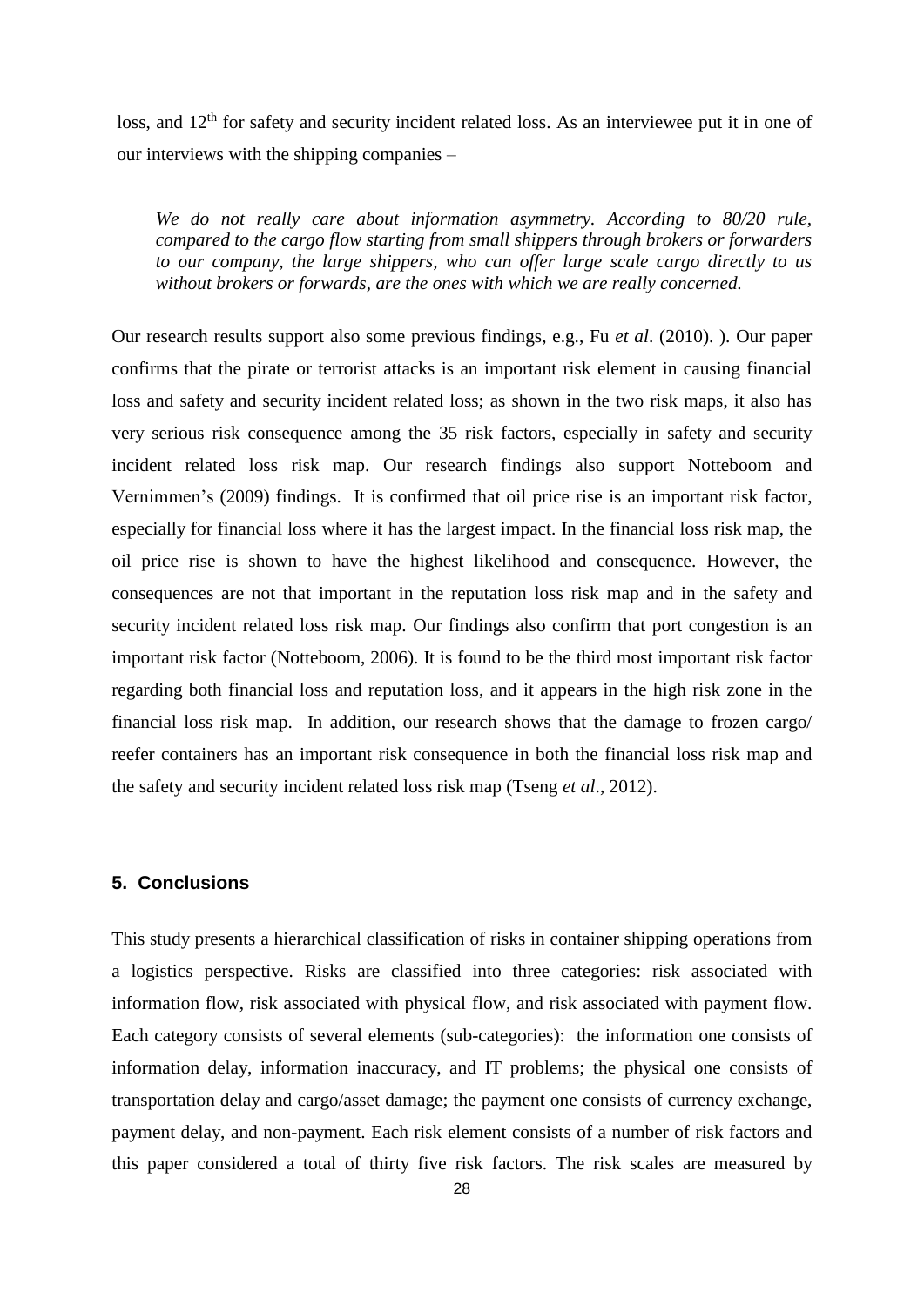loss, and 12th for safety and security incident related loss. As an interviewee put it in one of our interviews with the shipping companies –

> *We do not really care about information asymmetry. According to 80/20 rule, compared to the cargo flow starting from small shippers through brokers or forwarders to our company, the large shippers, who can offer large scale cargo directly to us without brokers or forwards, are the ones with which we are really concerned.*

Our research results support also some previous findings, e.g., Fu *et al*. (2010). ). Our paper confirms that the pirate or terrorist attacks is an important risk element in causing financial loss and safety and security incident related loss; as shown in the two risk maps, it also has very serious risk consequence among the 35 risk factors, especially in safety and security incident related loss risk map. Our research findings also support Notteboom and Vernimmen's (2009) findings. It is confirmed that oil price rise is an important risk factor, especially for financial loss where it has the largest impact. In the financial loss risk map, the oil price rise is shown to have the highest likelihood and consequence. However, the consequences are not that important in the reputation loss risk map and in the safety and security incident related loss risk map. Our findings also confirm that port congestion is an important risk factor (Notteboom, 2006). It is found to be the third most important risk factor regarding both financial loss and reputation loss, and it appears in the high risk zone in the financial loss risk map. In addition, our research shows that the damage to frozen cargo/ reefer containers has an important risk consequence in both the financial loss risk map and the safety and security incident related loss risk map (Tseng *et al*., 2012).

## 5. Conclusions

This study presents a hierarchical classification of risks in container shipping operations from a logistics perspective. Risks are classified into three categories: risk associated with information flow, risk associated with physical flow, and risk associated with payment flow. Each category consists of several elements (sub-categories): the information one consists of information delay, information inaccuracy, and IT problems; the physical one consists of transportation delay and cargo/asset damage; the payment one consists of currency exchange, payment delay, and non-payment. Each risk element consists of a number of risk factors and this paper considered a total of thirty five risk factors. The risk scales are measured by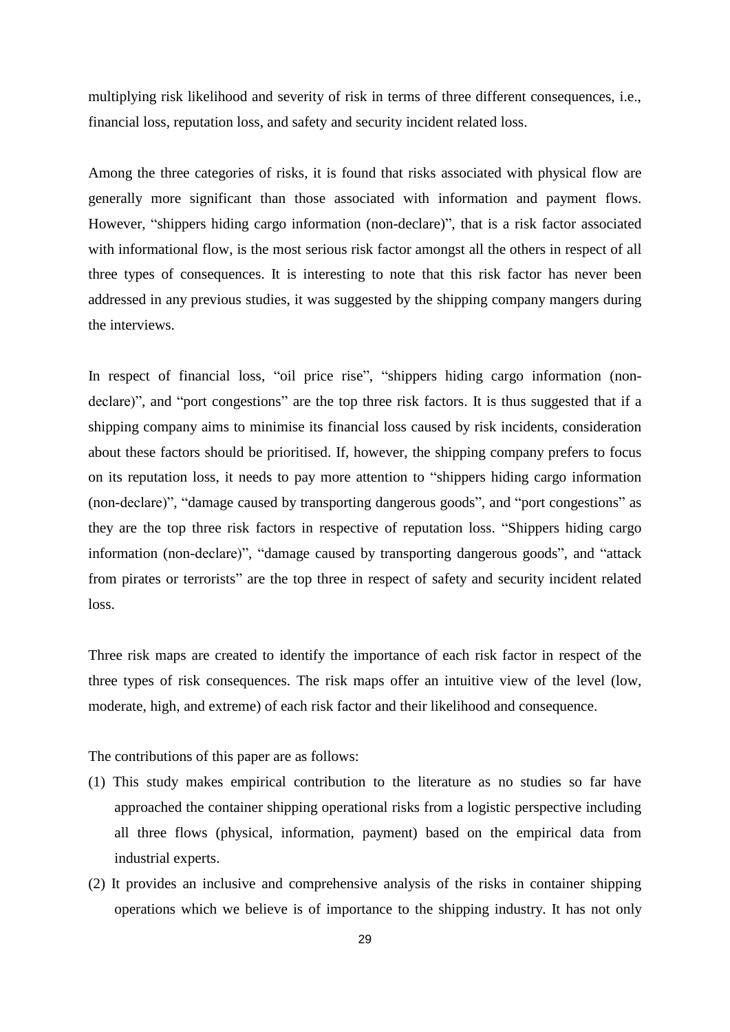multiplying risk likelihood and severity of risk in terms of three different consequences, i.e., financial loss, reputation loss, and safety and security incident related loss.

Among the three categories of risks, it is found that risks associated with physical flow are generally more significant than those associated with information and payment flows. However, “shippers hiding cargo information (non-declare)”, that is a risk factor associated with informational flow, is the most serious risk factor amongst all the others in respect of all three types of consequences. It is interesting to note that this risk factor has never been addressed in any previous studies, it was suggested by the shipping company mangers during the interviews.

In respect of financial loss, “oil price rise”, “shippers hiding cargo information (non-declare)”, and “port congestions” are the top three risk factors. It is thus suggested that if a shipping company aims to minimise its financial loss caused by risk incidents, consideration about these factors should be prioritised. If, however, the shipping company prefers to focus on its reputation loss, it needs to pay more attention to “shippers hiding cargo information (non-declare)”, “damage caused by transporting dangerous goods”, and “port congestions” as they are the top three risk factors in respective of reputation loss. “Shippers hiding cargo information (non-declare)”, “damage caused by transporting dangerous goods”, and “attack from pirates or terrorists” are the top three in respect of safety and security incident related loss.

Three risk maps are created to identify the importance of each risk factor in respect of the three types of risk consequences. The risk maps offer an intuitive view of the level (low, moderate, high, and extreme) of each risk factor and their likelihood and consequence.

The contributions of this paper are as follows:

(1) This study makes empirical contribution to the literature as no studies so far have approached the container shipping operational risks from a logistic perspective including all three flows (physical, information, payment) based on the empirical data from industrial experts.

(2) It provides an inclusive and comprehensive analysis of the risks in container shipping operations which we believe is of importance to the shipping industry. It has not only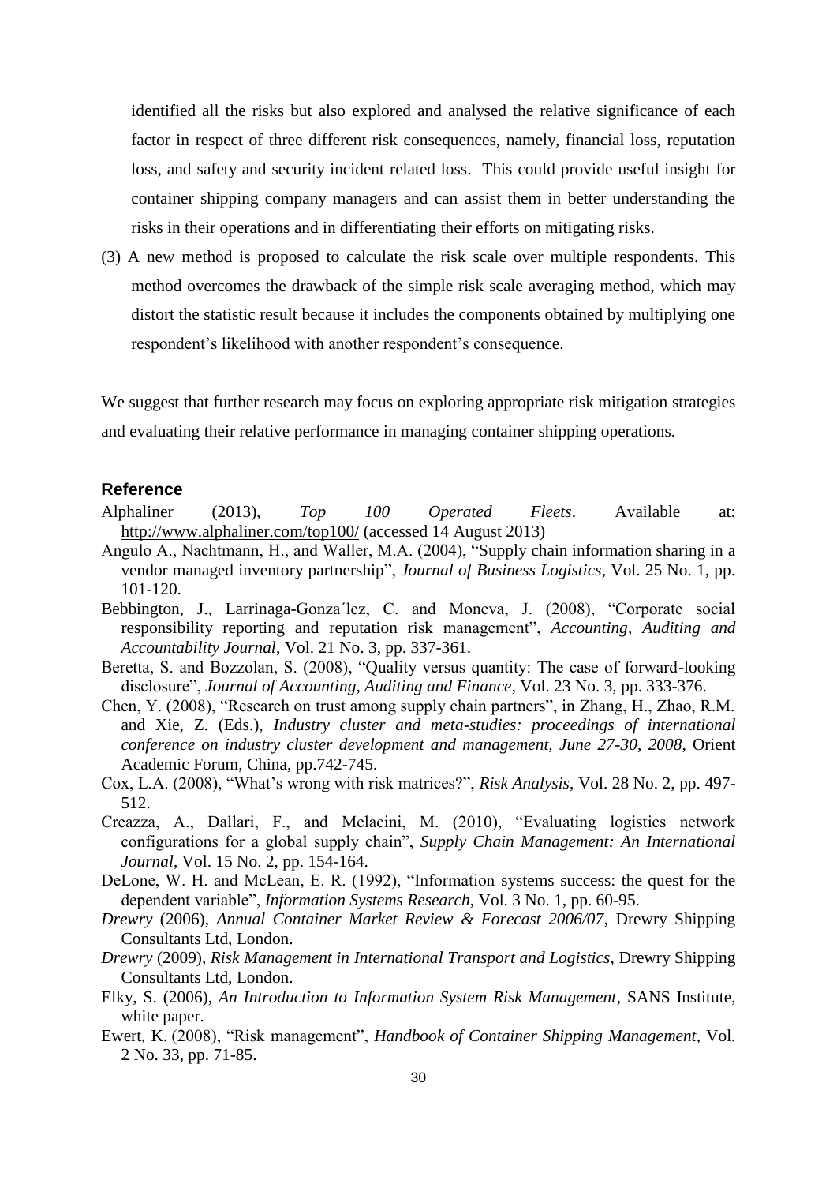identified all the risks but also explored and analysed the relative significance of each factor in respect of three different risk consequences, namely, financial loss, reputation loss, and safety and security incident related loss. This could provide useful insight for container shipping company managers and can assist them in better understanding the risks in their operations and in differentiating their efforts on mitigating risks.

(3) A new method is proposed to calculate the risk scale over multiple respondents. This method overcomes the drawback of the simple risk scale averaging method, which may distort the statistic result because it includes the components obtained by multiplying one respondent's likelihood with another respondent's consequence.

We suggest that further research may focus on exploring appropriate risk mitigation strategies and evaluating their relative performance in managing container shipping operations.

## Reference

Alphaliner (2013), *Top 100 Operated Fleets*. Available at: http://www.alphaliner.com/top100/ (accessed 14 August 2013)

Angulo A., Nachtmann, H., and Waller, M.A. (2004), "Supply chain information sharing in a vendor managed inventory partnership", *Journal of Business Logistics*, Vol. 25 No. 1, pp. 101-120.

Bebbington, J., Larrinaga-Gonza´lez, C. and Moneva, J. (2008), "Corporate social responsibility reporting and reputation risk management", *Accounting, Auditing and Accountability Journal*, Vol. 21 No. 3, pp. 337-361.

Beretta, S. and Bozzolan, S. (2008), "Quality versus quantity: The case of forward-looking disclosure", *Journal of Accounting, Auditing and Finance*, Vol. 23 No. 3, pp. 333-376.

Chen, Y. (2008), "Research on trust among supply chain partners", in Zhang, H., Zhao, R.M. and Xie, Z. (Eds.), *Industry cluster and meta-studies: proceedings of international conference on industry cluster development and management, June 27-30, 2008*, Orient Academic Forum, China, pp.742-745.

Cox, L.A. (2008), "What's wrong with risk matrices?", *Risk Analysis*, Vol. 28 No. 2, pp. 497-512.

Creazza, A., Dallari, F., and Melacini, M. (2010), "Evaluating logistics network configurations for a global supply chain", *Supply Chain Management: An International Journal*, Vol. 15 No. 2, pp. 154-164.

DeLone, W. H. and McLean, E. R. (1992), "Information systems success: the quest for the dependent variable", *Information Systems Research*, Vol. 3 No. 1, pp. 60-95.

*Drewry* (2006), *Annual Container Market Review & Forecast 2006/07*, Drewry Shipping Consultants Ltd, London.

*Drewry* (2009), *Risk Management in International Transport and Logistics*, Drewry Shipping Consultants Ltd, London.

Elky, S. (2006), *An Introduction to Information System Risk Management*, SANS Institute, white paper.

Ewert, K. (2008), "Risk management", *Handbook of Container Shipping Management*, Vol. 2 No. 33, pp. 71-85.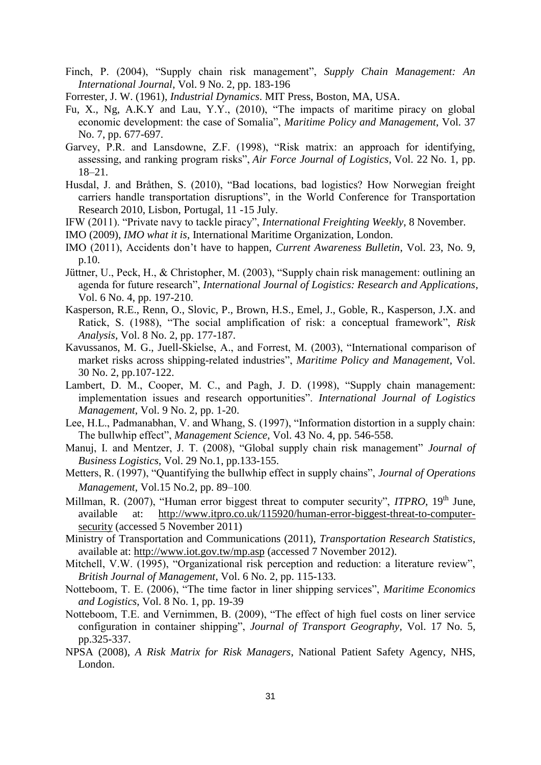Finch, P. (2004), "Supply chain risk management", *Supply Chain Management: An International Journal*, Vol. 9 No. 2, pp. 183-196

Forrester, J. W. (1961), *Industrial Dynamics*. MIT Press, Boston, MA, USA.

Fu, X., Ng, A.K.Y and Lau, Y.Y., (2010), "The impacts of maritime piracy on global economic development: the case of Somalia", *Maritime Policy and Management*, Vol. 37 No. 7, pp. 677-697.

Garvey, P.R. and Lansdowne, Z.F. (1998), "Risk matrix: an approach for identifying, assessing, and ranking program risks", *Air Force Journal of Logistics*, Vol. 22 No. 1, pp. 18–21.

Husdal, J. and Bråthen, S. (2010), "Bad locations, bad logistics? How Norwegian freight carriers handle transportation disruptions", in the World Conference for Transportation Research 2010, Lisbon, Portugal, 11 -15 July.

IFW (2011). "Private navy to tackle piracy", *International Freighting Weekly*, 8 November.

IMO (2009), *IMO what it is*, International Maritime Organization, London.

IMO (2011), Accidents don't have to happen, *Current Awareness Bulletin*, Vol. 23, No. 9, p.10.

Jüttner, U., Peck, H., & Christopher, M. (2003), "Supply chain risk management: outlining an agenda for future research", *International Journal of Logistics: Research and Applications*, Vol. 6 No. 4, pp. 197-210.

Kasperson, R.E., Renn, O., Slovic, P., Brown, H.S., Emel, J., Goble, R., Kasperson, J.X. and Ratick, S. (1988), "The social amplification of risk: a conceptual framework", *Risk Analysis*, Vol. 8 No. 2, pp. 177-187.

Kavussanos, M. G., Juell-Skielse, A., and Forrest, M. (2003), "International comparison of market risks across shipping-related industries", *Maritime Policy and Management*, Vol. 30 No. 2, pp.107-122.

Lambert, D. M., Cooper, M. C., and Pagh, J. D. (1998), "Supply chain management: implementation issues and research opportunities". *International Journal of Logistics Management*, Vol. 9 No. 2, pp. 1-20.

Lee, H.L., Padmanabhan, V. and Whang, S. (1997), "Information distortion in a supply chain: The bullwhip effect", *Management Science*, Vol. 43 No. 4, pp. 546-558.

Manuj, I. and Mentzer, J. T. (2008), "Global supply chain risk management" *Journal of Business Logistics*, Vol. 29 No.1, pp.133-155.

Metters, R. (1997), "Quantifying the bullwhip effect in supply chains", *Journal of Operations Management*, Vol.15 No.2, pp. 89–100.

Millman, R. (2007), "Human error biggest threat to computer security", *ITPRO*, 19th June, available at: http://www.itpro.co.uk/115920/human-error-biggest-threat-to-computer-security (accessed 5 November 2011)

Ministry of Transportation and Communications (2011), *Transportation Research Statistics*, available at: http://www.iot.gov.tw/mp.asp (accessed 7 November 2012).

Mitchell, V.W. (1995), "Organizational risk perception and reduction: a literature review", *British Journal of Management*, Vol. 6 No. 2, pp. 115-133.

Notteboom, T. E. (2006), "The time factor in liner shipping services", *Maritime Economics and Logistics*, Vol. 8 No. 1, pp. 19-39

Notteboom, T.E. and Vernimmen, B. (2009), "The effect of high fuel costs on liner service configuration in container shipping", *Journal of Transport Geography*, Vol. 17 No. 5, pp.325-337.

NPSA (2008), *A Risk Matrix for Risk Managers*, National Patient Safety Agency, NHS, London.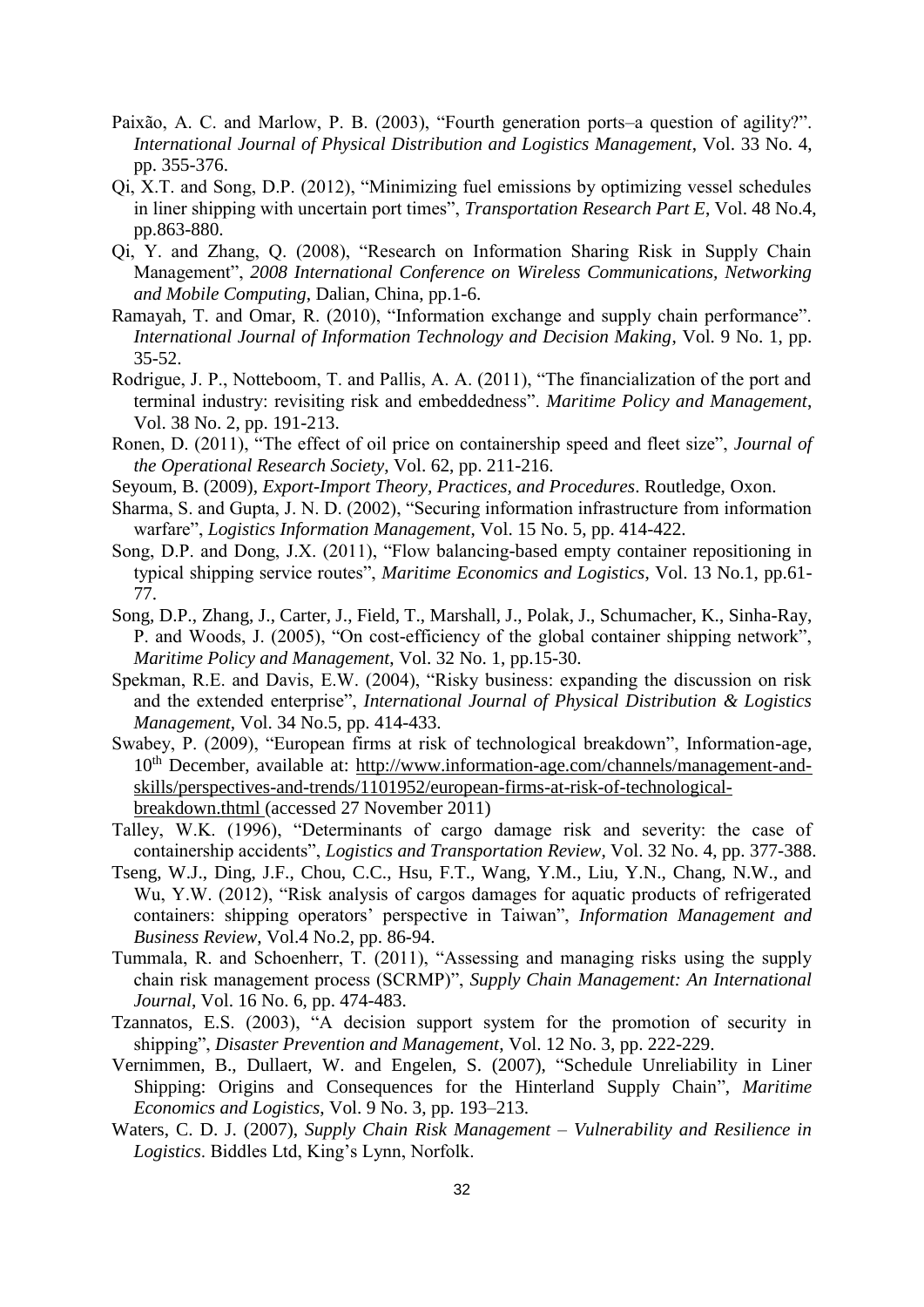Paixão, A. C. and Marlow, P. B. (2003), "Fourth generation ports–a question of agility?". *International Journal of Physical Distribution and Logistics Management*, Vol. 33 No. 4, pp. 355-376.

Qi, X.T. and Song, D.P. (2012), "Minimizing fuel emissions by optimizing vessel schedules in liner shipping with uncertain port times", *Transportation Research Part E*, Vol. 48 No.4, pp.863-880.

Qi, Y. and Zhang, Q. (2008), "Research on Information Sharing Risk in Supply Chain Management", *2008 International Conference on Wireless Communications, Networking and Mobile Computing*, Dalian, China, pp.1-6.

Ramayah, T. and Omar, R. (2010), "Information exchange and supply chain performance". *International Journal of Information Technology and Decision Making*, Vol. 9 No. 1, pp. 35-52.

Rodrigue, J. P., Notteboom, T. and Pallis, A. A. (2011), "The financialization of the port and terminal industry: revisiting risk and embeddedness". *Maritime Policy and Management*, Vol. 38 No. 2, pp. 191-213.

Ronen, D. (2011), "The effect of oil price on containership speed and fleet size", *Journal of the Operational Research Society*, Vol. 62, pp. 211-216.

Seyoum, B. (2009), *Export-Import Theory, Practices, and Procedures*. Routledge, Oxon.

Sharma, S. and Gupta, J. N. D. (2002), "Securing information infrastructure from information warfare", *Logistics Information Management*, Vol. 15 No. 5, pp. 414-422.

Song, D.P. and Dong, J.X. (2011), "Flow balancing-based empty container repositioning in typical shipping service routes", *Maritime Economics and Logistics*, Vol. 13 No.1, pp.61-77.

Song, D.P., Zhang, J., Carter, J., Field, T., Marshall, J., Polak, J., Schumacher, K., Sinha-Ray, P. and Woods, J. (2005), "On cost-efficiency of the global container shipping network", *Maritime Policy and Management*, Vol. 32 No. 1, pp.15-30.

Spekman, R.E. and Davis, E.W. (2004), "Risky business: expanding the discussion on risk and the extended enterprise", *International Journal of Physical Distribution & Logistics Management*, Vol. 34 No.5, pp. 414-433.

Swabey, P. (2009), "European firms at risk of technological breakdown", Information-age, 10th December, available at: http://www.information-age.com/channels/management-and-skills/perspectives-and-trends/1101952/european-firms-at-risk-of-technological-breakdown.thtml (accessed 27 November 2011)

Talley, W.K. (1996), "Determinants of cargo damage risk and severity: the case of containership accidents", *Logistics and Transportation Review*, Vol. 32 No. 4, pp. 377-388.

Tseng, W.J., Ding, J.F., Chou, C.C., Hsu, F.T., Wang, Y.M., Liu, Y.N., Chang, N.W., and Wu, Y.W. (2012), "Risk analysis of cargos damages for aquatic products of refrigerated containers: shipping operators' perspective in Taiwan", *Information Management and Business Review*, Vol.4 No.2, pp. 86-94.

Tummala, R. and Schoenherr, T. (2011), "Assessing and managing risks using the supply chain risk management process (SCRMP)", *Supply Chain Management: An International Journal*, Vol. 16 No. 6, pp. 474-483.

Tzannatos, E.S. (2003), "A decision support system for the promotion of security in shipping", *Disaster Prevention and Management*, Vol. 12 No. 3, pp. 222-229.

Vernimmen, B., Dullaert, W. and Engelen, S. (2007), "Schedule Unreliability in Liner Shipping: Origins and Consequences for the Hinterland Supply Chain", *Maritime Economics and Logistics*, Vol. 9 No. 3, pp. 193–213.

Waters, C. D. J. (2007), *Supply Chain Risk Management – Vulnerability and Resilience in Logistics*. Biddles Ltd, King's Lynn, Norfolk.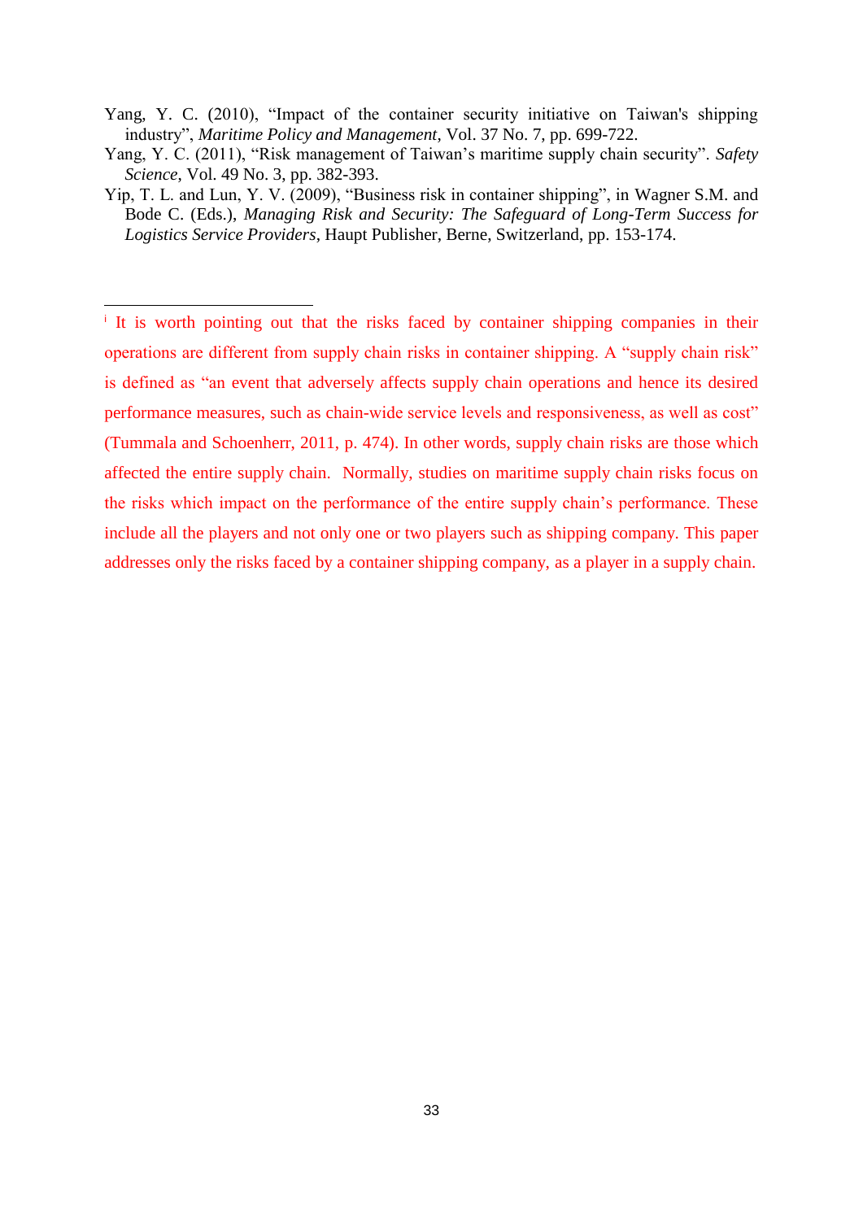Yang, Y. C. (2010), "Impact of the container security initiative on Taiwan's shipping industry", *Maritime Policy and Management*, Vol. 37 No. 7, pp. 699-722.

Yang, Y. C. (2011), "Risk management of Taiwan's maritime supply chain security". *Safety Science*, Vol. 49 No. 3, pp. 382-393.

Yip, T. L. and Lun, Y. V. (2009), "Business risk in container shipping", in Wagner S.M. and Bode C. (Eds.), *Managing Risk and Security: The Safeguard of Long-Term Success for Logistics Service Providers*, Haupt Publisher, Berne, Switzerland, pp. 153-174.

---

[i] It is worth pointing out that the risks faced by container shipping companies in their operations are different from supply chain risks in container shipping. A "supply chain risk" is defined as "an event that adversely affects supply chain operations and hence its desired performance measures, such as chain-wide service levels and responsiveness, as well as cost" (Tummala and Schoenherr, 2011, p. 474). In other words, supply chain risks are those which affected the entire supply chain. Normally, studies on maritime supply chain risks focus on the risks which impact on the performance of the entire supply chain's performance. These include all the players and not only one or two players such as shipping company. This paper addresses only the risks faced by a container shipping company, as a player in a supply chain.